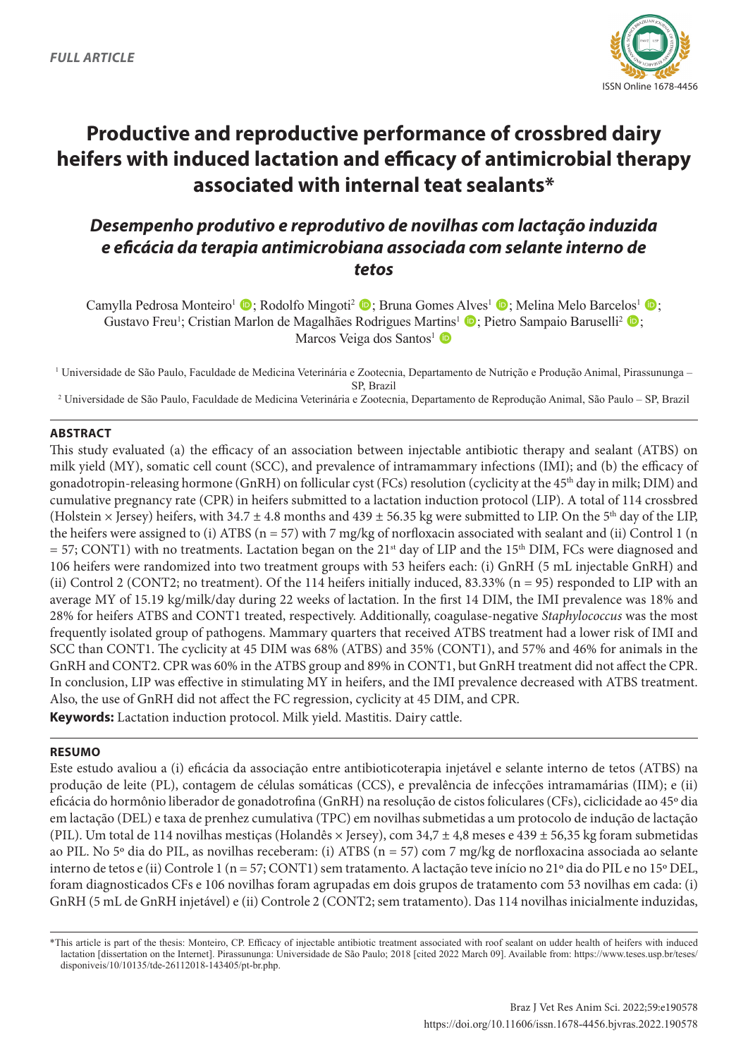FULL ARTICLE

ISSN Online 1678-4456

# Productive and reproductive performance of crossbred dairy heifers with induced lactation and efficacy of antimicrobial therapy associated with internal teat sealants*

## *Desempenho produtivo e reprodutivo de novilhas com lactação induzida e eficácia da terapia antimicrobiana associada com selante interno de tetos*

Camylla Pedrosa Monteiro[1]; Rodolfo Mingoti[2]; Bruna Gomes Alves[1]; Melina Melo Barcelos[1]; Gustavo Freu[1]; Cristian Marlon de Magalhães Rodrigues Martins[1]; Pietro Sampaio Baruselli[2]; Marcos Veiga dos Santos[1]

[1] Universidade de São Paulo, Faculdade de Medicina Veterinária e Zootecnia, Departamento de Nutrição e Produção Animal, Pirassununga – SP, Brazil

[2] Universidade de São Paulo, Faculdade de Medicina Veterinária e Zootecnia, Departamento de Reprodução Animal, São Paulo – SP, Brazil

### ABSTRACT

This study evaluated (a) the efficacy of an association between injectable antibiotic therapy and sealant (ATBS) on milk yield (MY), somatic cell count (SCC), and prevalence of intramammary infections (IMI); and (b) the efficacy of gonadotropin-releasing hormone (GnRH) on follicular cyst (FCs) resolution (cyclicity at the 45th day in milk; DIM) and cumulative pregnancy rate (CPR) in heifers submitted to a lactation induction protocol (LIP). A total of 114 crossbred (Holstein × Jersey) heifers, with 34.7 ± 4.8 months and 439 ± 56.35 kg were submitted to LIP. On the 5th day of the LIP, the heifers were assigned to (i) ATBS (n = 57) with 7 mg/kg of norfloxacin associated with sealant and (ii) Control 1 (n = 57; CONT1) with no treatments. Lactation began on the 21st day of LIP and the 15th DIM, FCs were diagnosed and 106 heifers were randomized into two treatment groups with 53 heifers each: (i) GnRH (5 mL injectable GnRH) and (ii) Control 2 (CONT2; no treatment). Of the 114 heifers initially induced, 83.33% (n = 95) responded to LIP with an average MY of 15.19 kg/milk/day during 22 weeks of lactation. In the first 14 DIM, the IMI prevalence was 18% and 28% for heifers ATBS and CONT1 treated, respectively. Additionally, coagulase-negative *Staphylococcus* was the most frequently isolated group of pathogens. Mammary quarters that received ATBS treatment had a lower risk of IMI and SCC than CONT1. The cyclicity at 45 DIM was 68% (ATBS) and 35% (CONT1), and 57% and 46% for animals in the GnRH and CONT2. CPR was 60% in the ATBS group and 89% in CONT1, but GnRH treatment did not affect the CPR. In conclusion, LIP was effective in stimulating MY in heifers, and the IMI prevalence decreased with ATBS treatment. Also, the use of GnRH did not affect the FC regression, cyclicity at 45 DIM, and CPR.

**Keywords:** Lactation induction protocol. Milk yield. Mastitis. Dairy cattle.

### RESUMO

Este estudo avaliou a (i) eficácia da associação entre antibioticoterapia injetável e selante interno de tetos (ATBS) na produção de leite (PL), contagem de células somáticas (CCS), e prevalência de infecções intramamárias (IIM); e (ii) eficácia do hormônio liberador de gonadotrofina (GnRH) na resolução de cistos foliculares (CFs), ciclicidade ao 45º dia em lactação (DEL) e taxa de prenhez cumulativa (TPC) em novilhas submetidas a um protocolo de indução de lactação (PIL). Um total de 114 novilhas mestiças (Holandês × Jersey), com 34,7 ± 4,8 meses e 439 ± 56,35 kg foram submetidas ao PIL. No 5º dia do PIL, as novilhas receberam: (i) ATBS (n = 57) com 7 mg/kg de norfloxacina associada ao selante interno de tetos e (ii) Controle 1 (n = 57; CONT1) sem tratamento. A lactação teve início no 21º dia do PIL e no 15º DEL, foram diagnosticados CFs e 106 novilhas foram agrupadas em dois grupos de tratamento com 53 novilhas em cada: (i) GnRH (5 mL de GnRH injetável) e (ii) Controle 2 (CONT2; sem tratamento). Das 114 novilhas inicialmente induzidas,

*This article is part of the thesis: Monteiro, CP. Efficacy of injectable antibiotic treatment associated with roof sealant on udder health of heifers with induced lactation [dissertation on the Internet]. Pirassununga: Universidade de São Paulo; 2018 [cited 2022 March 09]. Available from: https://www.teses.usp.br/teses/disponiveis/10/10135/tde-26112018-143405/pt-br.php.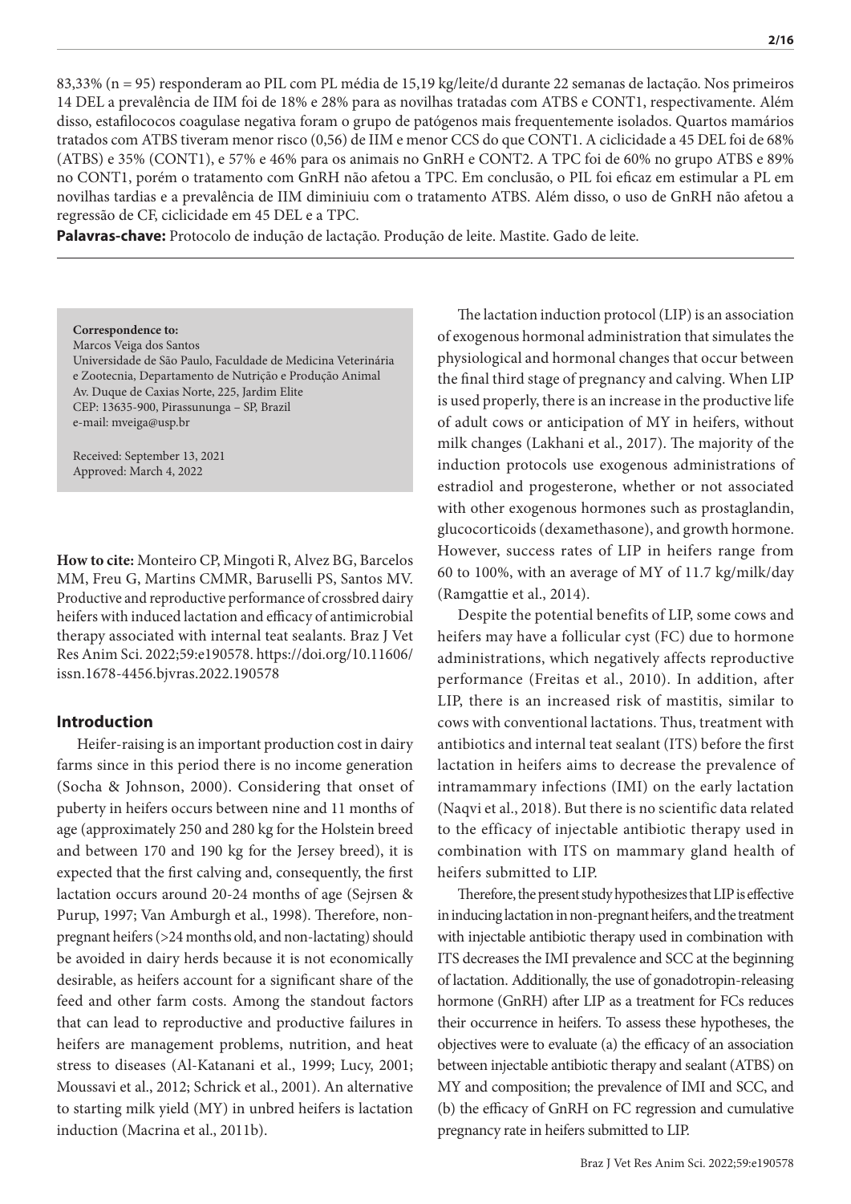83,33% (n = 95) responderam ao PIL com PL média de 15,19 kg/leite/d durante 22 semanas de lactação. Nos primeiros 14 DEL a prevalência de IIM foi de 18% e 28% para as novilhas tratadas com ATBS e CONT1, respectivamente. Além disso, estafilococos coagulase negativa foram o grupo de patógenos mais frequentemente isolados. Quartos mamários tratados com ATBS tiveram menor risco (0,56) de IIM e menor CCS do que CONT1. A ciclicidade a 45 DEL foi de 68% (ATBS) e 35% (CONT1), e 57% e 46% para os animais no GnRH e CONT2. A TPC foi de 60% no grupo ATBS e 89% no CONT1, porém o tratamento com GnRH não afetou a TPC. Em conclusão, o PIL foi eficaz em estimular a PL em novilhas tardias e a prevalência de IIM diminiuiu com o tratamento ATBS. Além disso, o uso de GnRH não afetou a regressão de CF, ciclicidade em 45 DEL e a TPC.

**Palavras-chave:** Protocolo de indução de lactação. Produção de leite. Mastite. Gado de leite.

**Correspondence to:**
Marcos Veiga dos Santos
Universidade de São Paulo, Faculdade de Medicina Veterinária e Zootecnia, Departamento de Nutrição e Produção Animal
Av. Duque de Caxias Norte, 225, Jardim Elite
CEP: 13635-900, Pirassununga – SP, Brazil
e-mail: mveiga@usp.br

Received: September 13, 2021
Approved: March 4, 2022

**How to cite:** Monteiro CP, Mingoti R, Alvez BG, Barcelos MM, Freu G, Martins CMMR, Baruselli PS, Santos MV. Productive and reproductive performance of crossbred dairy heifers with induced lactation and efficacy of antimicrobial therapy associated with internal teat sealants. Braz J Vet Res Anim Sci. 2022;59:e190578. https://doi.org/10.11606/issn.1678-4456.bjvras.2022.190578

## Introduction

Heifer-raising is an important production cost in dairy farms since in this period there is no income generation (Socha & Johnson, 2000). Considering that onset of puberty in heifers occurs between nine and 11 months of age (approximately 250 and 280 kg for the Holstein breed and between 170 and 190 kg for the Jersey breed), it is expected that the first calving and, consequently, the first lactation occurs around 20-24 months of age (Sejrsen & Purup, 1997; Van Amburgh et al., 1998). Therefore, non-pregnant heifers (>24 months old, and non-lactating) should be avoided in dairy herds because it is not economically desirable, as heifers account for a significant share of the feed and other farm costs. Among the standout factors that can lead to reproductive and productive failures in heifers are management problems, nutrition, and heat stress to diseases (Al-Katanani et al., 1999; Lucy, 2001; Moussavi et al., 2012; Schrick et al., 2001). An alternative to starting milk yield (MY) in unbred heifers is lactation induction (Macrina et al., 2011b).

The lactation induction protocol (LIP) is an association of exogenous hormonal administration that simulates the physiological and hormonal changes that occur between the final third stage of pregnancy and calving. When LIP is used properly, there is an increase in the productive life of adult cows or anticipation of MY in heifers, without milk changes (Lakhani et al., 2017). The majority of the induction protocols use exogenous administrations of estradiol and progesterone, whether or not associated with other exogenous hormones such as prostaglandin, glucocorticoids (dexamethasone), and growth hormone. However, success rates of LIP in heifers range from 60 to 100%, with an average of MY of 11.7 kg/milk/day (Ramgattie et al., 2014).

Despite the potential benefits of LIP, some cows and heifers may have a follicular cyst (FC) due to hormone administrations, which negatively affects reproductive performance (Freitas et al., 2010). In addition, after LIP, there is an increased risk of mastitis, similar to cows with conventional lactations. Thus, treatment with antibiotics and internal teat sealant (ITS) before the first lactation in heifers aims to decrease the prevalence of intramammary infections (IMI) on the early lactation (Naqvi et al., 2018). But there is no scientific data related to the efficacy of injectable antibiotic therapy used in combination with ITS on mammary gland health of heifers submitted to LIP.

Therefore, the present study hypothesizes that LIP is effective in inducing lactation in non-pregnant heifers, and the treatment with injectable antibiotic therapy used in combination with ITS decreases the IMI prevalence and SCC at the beginning of lactation. Additionally, the use of gonadotropin-releasing hormone (GnRH) after LIP as a treatment for FCs reduces their occurrence in heifers. To assess these hypotheses, the objectives were to evaluate (a) the efficacy of an association between injectable antibiotic therapy and sealant (ATBS) on MY and composition; the prevalence of IMI and SCC, and (b) the efficacy of GnRH on FC regression and cumulative pregnancy rate in heifers submitted to LIP.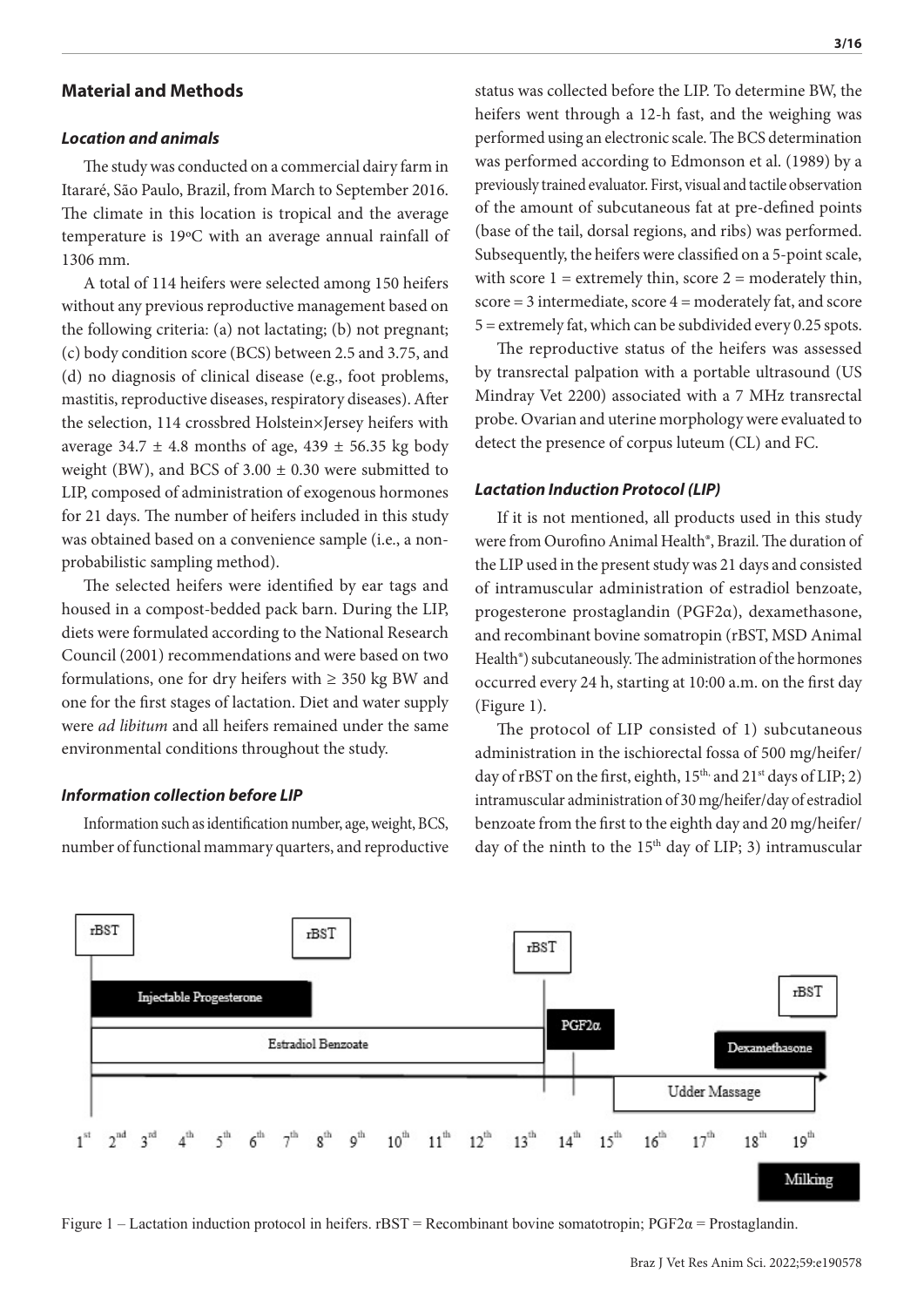## Material and Methods

### *Location and animals*

The study was conducted on a commercial dairy farm in Itararé, São Paulo, Brazil, from March to September 2016. The climate in this location is tropical and the average temperature is 19ºC with an average annual rainfall of 1306 mm.

A total of 114 heifers were selected among 150 heifers without any previous reproductive management based on the following criteria: (a) not lactating; (b) not pregnant; (c) body condition score (BCS) between 2.5 and 3.75, and (d) no diagnosis of clinical disease (e.g., foot problems, mastitis, reproductive diseases, respiratory diseases). After the selection, 114 crossbred Holstein×Jersey heifers with average 34.7 ± 4.8 months of age, 439 ± 56.35 kg body weight (BW), and BCS of 3.00 ± 0.30 were submitted to LIP, composed of administration of exogenous hormones for 21 days. The number of heifers included in this study was obtained based on a convenience sample (i.e., a non-probabilistic sampling method).

The selected heifers were identified by ear tags and housed in a compost-bedded pack barn. During the LIP, diets were formulated according to the National Research Council (2001) recommendations and were based on two formulations, one for dry heifers with ≥ 350 kg BW and one for the first stages of lactation. Diet and water supply were *ad libitum* and all heifers remained under the same environmental conditions throughout the study.

### *Information collection before LIP*

Information such as identification number, age, weight, BCS, number of functional mammary quarters, and reproductive status was collected before the LIP. To determine BW, the heifers went through a 12-h fast, and the weighing was performed using an electronic scale. The BCS determination was performed according to Edmonson et al. (1989) by a previously trained evaluator. First, visual and tactile observation of the amount of subcutaneous fat at pre-defined points (base of the tail, dorsal regions, and ribs) was performed. Subsequently, the heifers were classified on a 5-point scale, with score 1 = extremely thin, score 2 = moderately thin, score = 3 intermediate, score 4 = moderately fat, and score 5 = extremely fat, which can be subdivided every 0.25 spots.

The reproductive status of the heifers was assessed by transrectal palpation with a portable ultrasound (US Mindray Vet 2200) associated with a 7 MHz transrectal probe. Ovarian and uterine morphology were evaluated to detect the presence of corpus luteum (CL) and FC.

### *Lactation Induction Protocol (LIP)*

If it is not mentioned, all products used in this study were from Ourofino Animal Health®, Brazil. The duration of the LIP used in the present study was 21 days and consisted of intramuscular administration of estradiol benzoate, progesterone prostaglandin (PGF2α), dexamethasone, and recombinant bovine somatropin (rBST, MSD Animal Health®) subcutaneously. The administration of the hormones occurred every 24 h, starting at 10:00 a.m. on the first day (Figure 1).

The protocol of LIP consisted of 1) subcutaneous administration in the ischiorectal fossa of 500 mg/heifer/day of rBST on the first, eighth, 15th, and 21st days of LIP; 2) intramuscular administration of 30 mg/heifer/day of estradiol benzoate from the first to the eighth day and 20 mg/heifer/day of the ninth to the 15th day of LIP; 3) intramuscular

Figure 1 – Lactation induction protocol in heifers. rBST = Recombinant bovine somatotropin; PGF2α = Prostaglandin.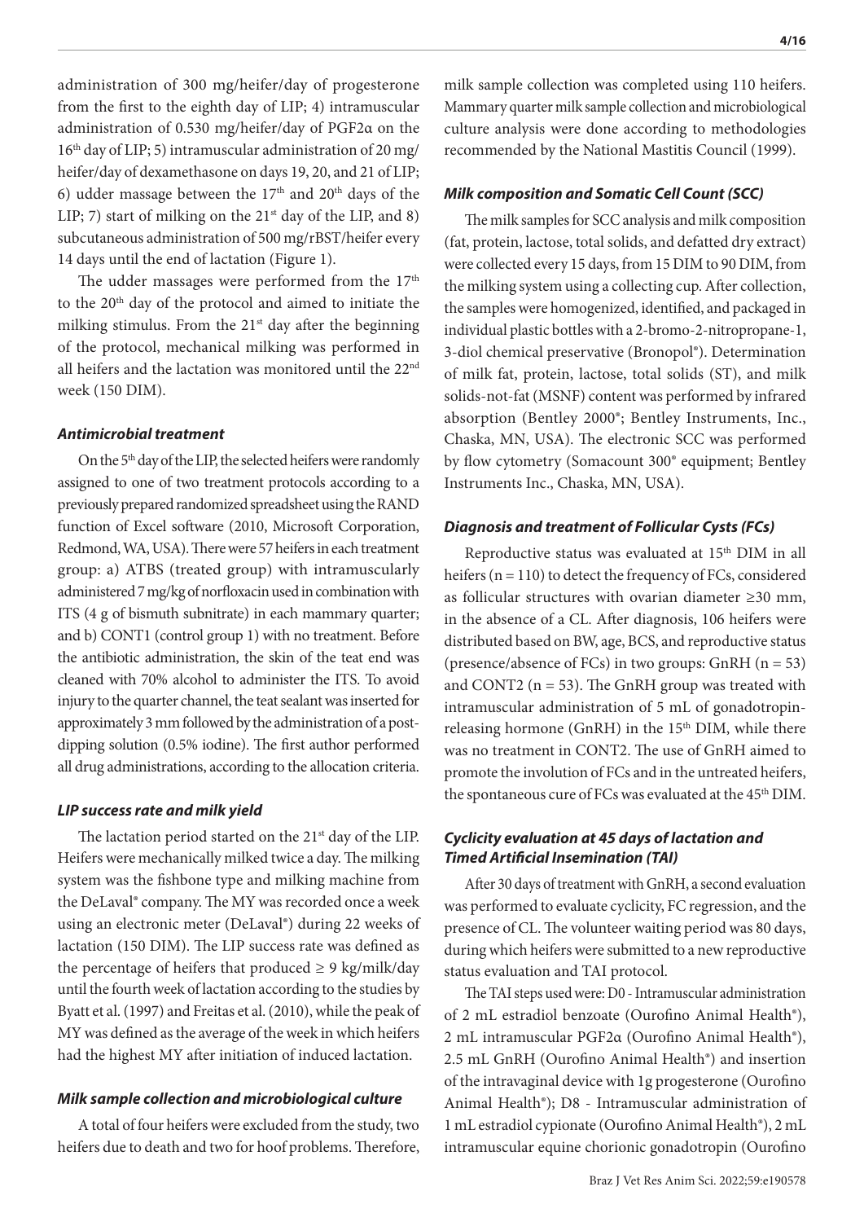administration of 300 mg/heifer/day of progesterone from the first to the eighth day of LIP; 4) intramuscular administration of 0.530 mg/heifer/day of PGF2α on the 16th day of LIP; 5) intramuscular administration of 20 mg/heifer/day of dexamethasone on days 19, 20, and 21 of LIP; 6) udder massage between the 17th and 20th days of the LIP; 7) start of milking on the 21st day of the LIP, and 8) subcutaneous administration of 500 mg/rBST/heifer every 14 days until the end of lactation (Figure 1).

The udder massages were performed from the 17th to the 20th day of the protocol and aimed to initiate the milking stimulus. From the 21st day after the beginning of the protocol, mechanical milking was performed in all heifers and the lactation was monitored until the 22nd week (150 DIM).

### *Antimicrobial treatment*

On the 5th day of the LIP, the selected heifers were randomly assigned to one of two treatment protocols according to a previously prepared randomized spreadsheet using the RAND function of Excel software (2010, Microsoft Corporation, Redmond, WA, USA). There were 57 heifers in each treatment group: a) ATBS (treated group) with intramuscularly administered 7 mg/kg of norfloxacin used in combination with ITS (4 g of bismuth subnitrate) in each mammary quarter; and b) CONT1 (control group 1) with no treatment. Before the antibiotic administration, the skin of the teat end was cleaned with 70% alcohol to administer the ITS. To avoid injury to the quarter channel, the teat sealant was inserted for approximately 3 mm followed by the administration of a post-dipping solution (0.5% iodine). The first author performed all drug administrations, according to the allocation criteria.

### *LIP success rate and milk yield*

The lactation period started on the 21st day of the LIP. Heifers were mechanically milked twice a day. The milking system was the fishbone type and milking machine from the DeLaval® company. The MY was recorded once a week using an electronic meter (DeLaval®) during 22 weeks of lactation (150 DIM). The LIP success rate was defined as the percentage of heifers that produced ≥ 9 kg/milk/day until the fourth week of lactation according to the studies by Byatt et al. (1997) and Freitas et al. (2010), while the peak of MY was defined as the average of the week in which heifers had the highest MY after initiation of induced lactation.

### *Milk sample collection and microbiological culture*

A total of four heifers were excluded from the study, two heifers due to death and two for hoof problems. Therefore, milk sample collection was completed using 110 heifers. Mammary quarter milk sample collection and microbiological culture analysis were done according to methodologies recommended by the National Mastitis Council (1999).

### *Milk composition and Somatic Cell Count (SCC)*

The milk samples for SCC analysis and milk composition (fat, protein, lactose, total solids, and defatted dry extract) were collected every 15 days, from 15 DIM to 90 DIM, from the milking system using a collecting cup. After collection, the samples were homogenized, identified, and packaged in individual plastic bottles with a 2-bromo-2-nitropropane-1, 3-diol chemical preservative (Bronopol®). Determination of milk fat, protein, lactose, total solids (ST), and milk solids-not-fat (MSNF) content was performed by infrared absorption (Bentley 2000®; Bentley Instruments, Inc., Chaska, MN, USA). The electronic SCC was performed by flow cytometry (Somacount 300® equipment; Bentley Instruments Inc., Chaska, MN, USA).

### *Diagnosis and treatment of Follicular Cysts (FCs)*

Reproductive status was evaluated at 15th DIM in all heifers (n = 110) to detect the frequency of FCs, considered as follicular structures with ovarian diameter ≥30 mm, in the absence of a CL. After diagnosis, 106 heifers were distributed based on BW, age, BCS, and reproductive status (presence/absence of FCs) in two groups: GnRH (n = 53) and CONT2 (n = 53). The GnRH group was treated with intramuscular administration of 5 mL of gonadotropin-releasing hormone (GnRH) in the 15th DIM, while there was no treatment in CONT2. The use of GnRH aimed to promote the involution of FCs and in the untreated heifers, the spontaneous cure of FCs was evaluated at the 45th DIM.

### *Cyclicity evaluation at 45 days of lactation and Timed Artificial Insemination (TAI)*

After 30 days of treatment with GnRH, a second evaluation was performed to evaluate cyclicity, FC regression, and the presence of CL. The volunteer waiting period was 80 days, during which heifers were submitted to a new reproductive status evaluation and TAI protocol.

The TAI steps used were: D0 - Intramuscular administration of 2 mL estradiol benzoate (Ourofino Animal Health®), 2 mL intramuscular PGF2α (Ourofino Animal Health®), 2.5 mL GnRH (Ourofino Animal Health®) and insertion of the intravaginal device with 1g progesterone (Ourofino Animal Health®); D8 - Intramuscular administration of 1 mL estradiol cypionate (Ourofino Animal Health®), 2 mL intramuscular equine chorionic gonadotropin (Ourofino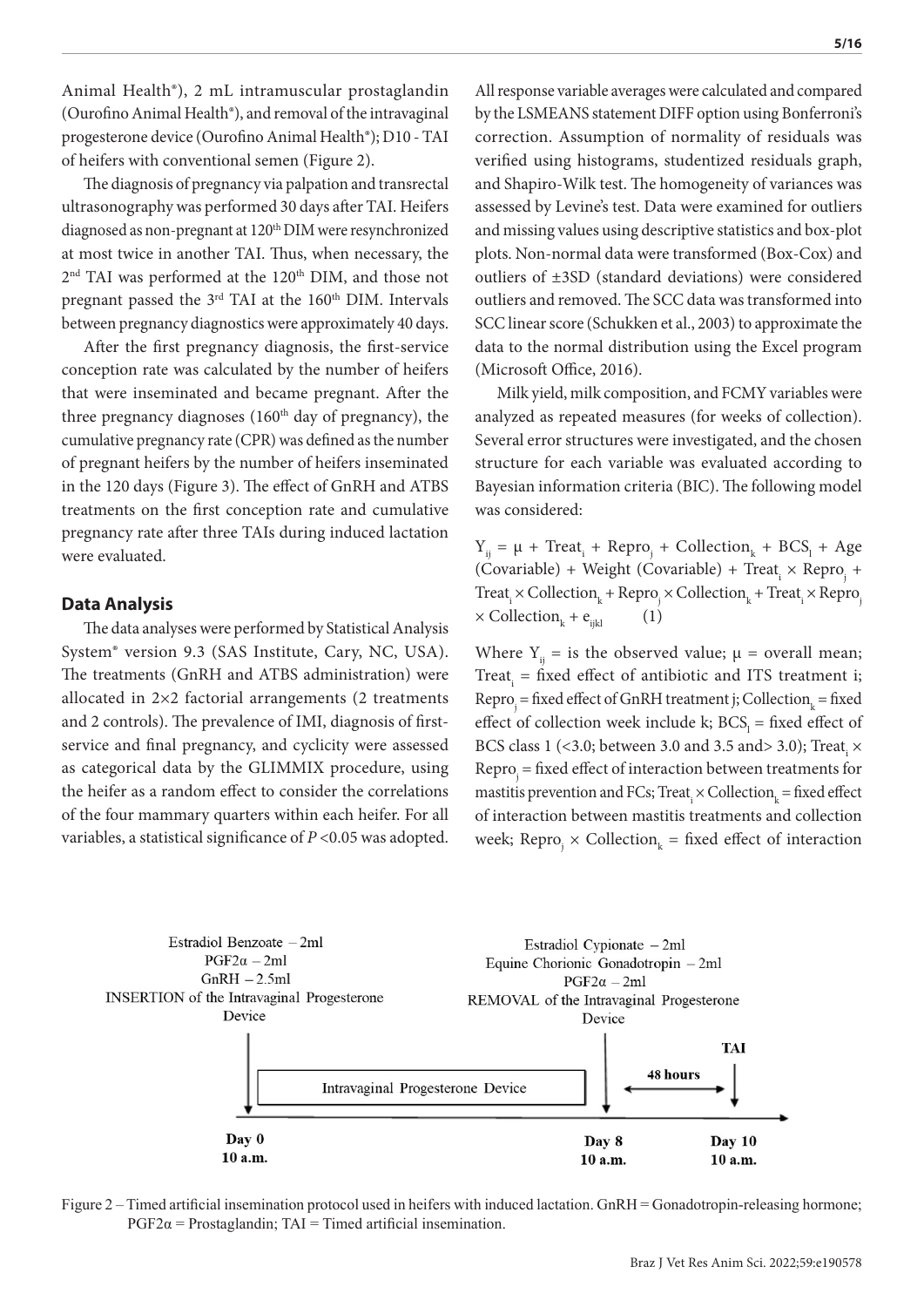Animal Health®), 2 mL intramuscular prostaglandin (Ourofino Animal Health®), and removal of the intravaginal progesterone device (Ourofino Animal Health®); D10 - TAI of heifers with conventional semen (Figure 2).

The diagnosis of pregnancy via palpation and transrectal ultrasonography was performed 30 days after TAI. Heifers diagnosed as non-pregnant at 120th DIM were resynchronized at most twice in another TAI. Thus, when necessary, the 2nd TAI was performed at the 120th DIM, and those not pregnant passed the 3rd TAI at the 160th DIM. Intervals between pregnancy diagnostics were approximately 40 days.

After the first pregnancy diagnosis, the first-service conception rate was calculated by the number of heifers that were inseminated and became pregnant. After the three pregnancy diagnoses (160th day of pregnancy), the cumulative pregnancy rate (CPR) was defined as the number of pregnant heifers by the number of heifers inseminated in the 120 days (Figure 3). The effect of GnRH and ATBS treatments on the first conception rate and cumulative pregnancy rate after three TAIs during induced lactation were evaluated.

## Data Analysis

The data analyses were performed by Statistical Analysis System® version 9.3 (SAS Institute, Cary, NC, USA). The treatments (GnRH and ATBS administration) were allocated in 2×2 factorial arrangements (2 treatments and 2 controls). The prevalence of IMI, diagnosis of first-service and final pregnancy, and cyclicity were assessed as categorical data by the GLIMMIX procedure, using the heifer as a random effect to consider the correlations of the four mammary quarters within each heifer. For all variables, a statistical significance of $P < 0.05$ was adopted.

All response variable averages were calculated and compared by the LSMEANS statement DIFF option using Bonferroni's correction. Assumption of normality of residuals was verified using histograms, studentized residuals graph, and Shapiro-Wilk test. The homogeneity of variances was assessed by Levine's test. Data were examined for outliers and missing values using descriptive statistics and box-plot plots. Non-normal data were transformed (Box-Cox) and outliers of ±3SD (standard deviations) were considered outliers and removed. The SCC data was transformed into SCC linear score (Schukken et al., 2003) to approximate the data to the normal distribution using the Excel program (Microsoft Office, 2016).

Milk yield, milk composition, and FCMY variables were analyzed as repeated measures (for weeks of collection). Several error structures were investigated, and the chosen structure for each variable was evaluated according to Bayesian information criteria (BIC). The following model was considered:

$$Y_{ij} = \mu + Treat_i + Repro_j + Collection_k + BCS_l + \text{Age (Covariable)} + \text{Weight (Covariable)} + Treat_i \times Repro_j + Treat_i \times Collection_k + Repro_j \times Collection_k + Treat_i \times Repro_j \times Collection_k + e_{ijkl} \quad (1)$$

Where $Y_{ij}$ = is the observed value; $\mu$ = overall mean; $Treat_i$ = fixed effect of antibiotic and ITS treatment i; $Repro_j$ = fixed effect of GnRH treatment j; $Collection_k$ = fixed effect of collection week include k; $BCS_l$ = fixed effect of BCS class 1 (<3.0; between 3.0 and 3.5 and> 3.0); $Treat_i \times Repro_j$ = fixed effect of interaction between treatments for mastitis prevention and FCs; $Treat_i \times Collection_k$ = fixed effect of interaction between mastitis treatments and collection week; $Repro_j \times Collection_k$ = fixed effect of interaction

Estradiol Benzoate – 2ml
PGF2α – 2ml
GnRH – 2.5ml
INSERTION of the Intravaginal Progesterone Device

Intravaginal Progesterone Device

Estradiol Cypionate – 2ml
Equine Chorionic Gonadotropin – 2ml
PGF2α – 2ml
REMOVAL of the Intravaginal Progesterone Device

48 hours

TAI

Day 0 10 a.m.

Day 8 10 a.m.

Day 10 10 a.m.

Figure 2 – Timed artificial insemination protocol used in heifers with induced lactation. GnRH = Gonadotropin-releasing hormone; PGF2α = Prostaglandin; TAI = Timed artificial insemination.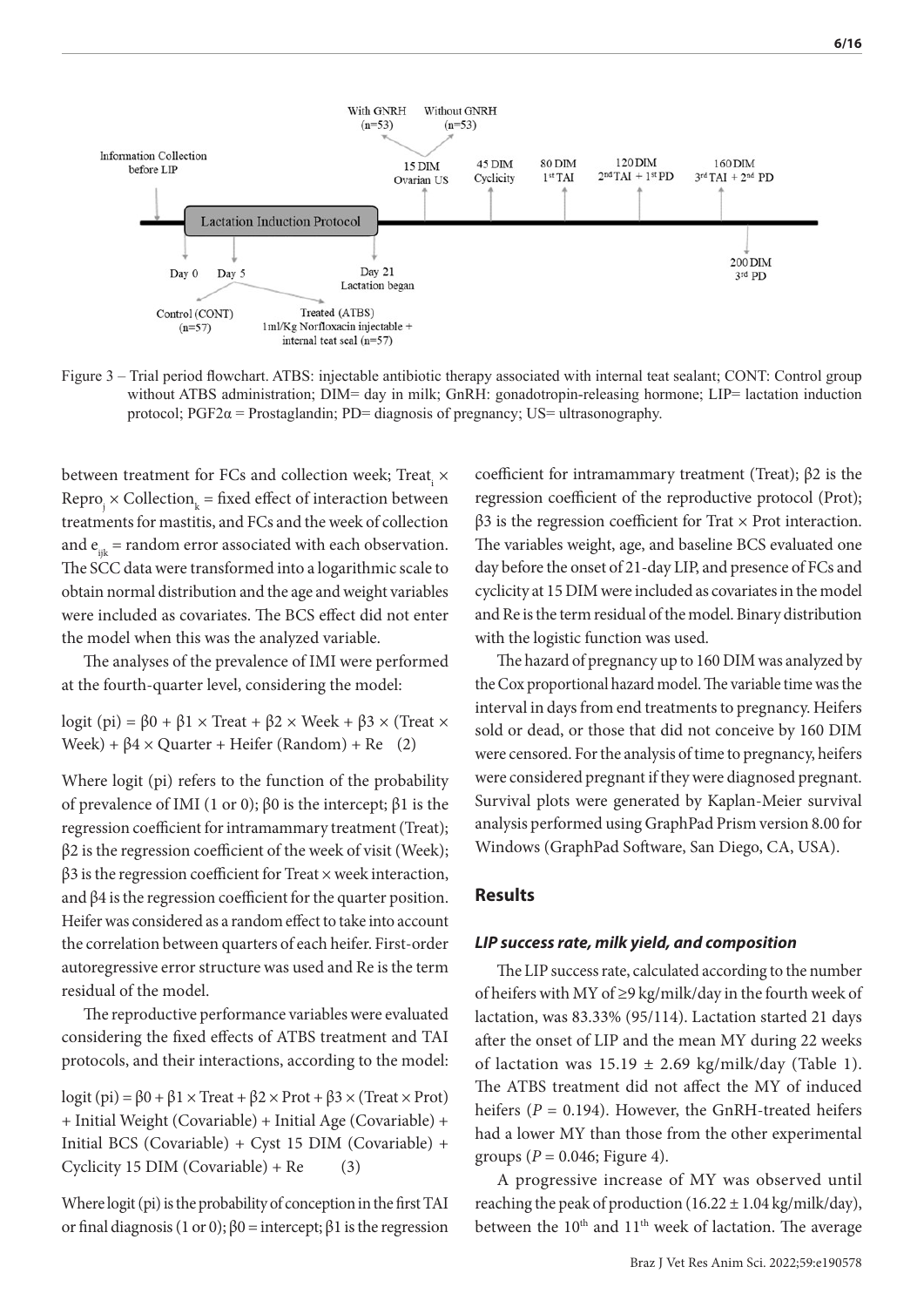Figure 3 – Trial period flowchart. ATBS: injectable antibiotic therapy associated with internal teat sealant; CONT: Control group without ATBS administration; DIM= day in milk; GnRH: gonadotropin-releasing hormone; LIP= lactation induction protocol; PGF2α = Prostaglandin; PD= diagnosis of pregnancy; US= ultrasonography.

between treatment for FCs and collection week; $Treat_i \times Repro_j \times Collection_k$ = fixed effect of interaction between treatments for mastitis, and FCs and the week of collection and $e_{ijk}$ = random error associated with each observation. The SCC data were transformed into a logarithmic scale to obtain normal distribution and the age and weight variables were included as covariates. The BCS effect did not enter the model when this was the analyzed variable.

The analyses of the prevalence of IMI were performed at the fourth-quarter level, considering the model:

$$\text{logit}(pi) = \beta0 + \beta1 \times \text{Treat} + \beta2 \times \text{Week} + \beta3 \times (\text{Treat} \times \text{Week}) + \beta4 \times \text{Quarter} + \text{Heifer (Random)} + \text{Re} \quad (2)$$

Where logit (pi) refers to the function of the probability of prevalence of IMI (1 or 0); β0 is the intercept; β1 is the regression coefficient for intramammary treatment (Treat); β2 is the regression coefficient of the week of visit (Week); β3 is the regression coefficient for Treat × week interaction, and β4 is the regression coefficient for the quarter position. Heifer was considered as a random effect to take into account the correlation between quarters of each heifer. First-order autoregressive error structure was used and Re is the term residual of the model.

The reproductive performance variables were evaluated considering the fixed effects of ATBS treatment and TAI protocols, and their interactions, according to the model:

$$\text{logit}(pi) = \beta0 + \beta1 \times \text{Treat} + \beta2 \times \text{Prot} + \beta3 \times (\text{Treat} \times \text{Prot}) + \text{Initial Weight (Covariable)} + \text{Initial Age (Covariable)} + \text{Initial BCS (Covariable)} + \text{Cyst 15 DIM (Covariable)} + \text{Cyclicity 15 DIM (Covariable)} + \text{Re} \quad (3)$$

Where logit (pi) is the probability of conception in the first TAI or final diagnosis (1 or 0); β0 = intercept; β1 is the regression coefficient for intramammary treatment (Treat); β2 is the regression coefficient of the reproductive protocol (Prot); β3 is the regression coefficient for Trat × Prot interaction. The variables weight, age, and baseline BCS evaluated one day before the onset of 21-day LIP, and presence of FCs and cyclicity at 15 DIM were included as covariates in the model and Re is the term residual of the model. Binary distribution with the logistic function was used.

The hazard of pregnancy up to 160 DIM was analyzed by the Cox proportional hazard model. The variable time was the interval in days from end treatments to pregnancy. Heifers sold or dead, or those that did not conceive by 160 DIM were censored. For the analysis of time to pregnancy, heifers were considered pregnant if they were diagnosed pregnant. Survival plots were generated by Kaplan-Meier survival analysis performed using GraphPad Prism version 8.00 for Windows (GraphPad Software, San Diego, CA, USA).

## Results

### *LIP success rate, milk yield, and composition*

The LIP success rate, calculated according to the number of heifers with MY of ≥9 kg/milk/day in the fourth week of lactation, was 83.33% (95/114). Lactation started 21 days after the onset of LIP and the mean MY during 22 weeks of lactation was 15.19 ± 2.69 kg/milk/day (Table 1). The ATBS treatment did not affect the MY of induced heifers ($P = 0.194$). However, the GnRH-treated heifers had a lower MY than those from the other experimental groups ($P = 0.046$; Figure 4).

A progressive increase of MY was observed until reaching the peak of production (16.22 ± 1.04 kg/milk/day), between the 10th and 11th week of lactation. The average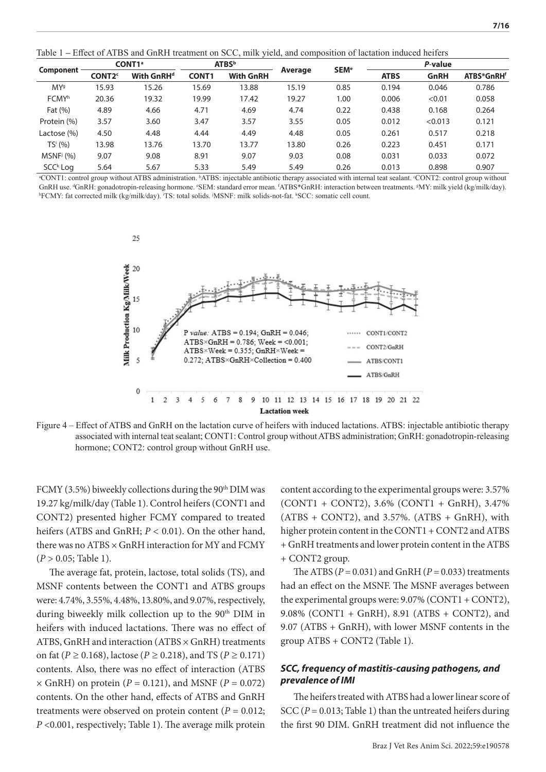Table 1 – Effect of ATBS and GnRH treatment on SCC, milk yield, and composition of lactation induced heifers

| Component | CONT1[a] | | ATBS[b] | | Average | SEM[e] | P-value | | |
|---|---|---|---|---|---|---|---|---|---|
| | CONT2[c] | With GnRH[d] | CONT1 | With GnRH | | | ATBS | GnRH | ATBS*GnRH[f] |
| MY[g] | 15.93 | 15.26 | 15.69 | 13.88 | 15.19 | 0.85 | 0.194 | 0.046 | 0.786 |
| FCMY[h] | 20.36 | 19.32 | 19.99 | 17.42 | 19.27 | 1.00 | 0.006 | <0.01 | 0.058 |
| Fat (%) | 4.89 | 4.66 | 4.71 | 4.69 | 4.74 | 0.22 | 0.438 | 0.168 | 0.264 |
| Protein (%) | 3.57 | 3.60 | 3.47 | 3.57 | 3.55 | 0.05 | 0.012 | <0.013 | 0.121 |
| Lactose (%) | 4.50 | 4.48 | 4.44 | 4.49 | 4.48 | 0.05 | 0.261 | 0.517 | 0.218 |
| TS[i] (%) | 13.98 | 13.76 | 13.70 | 13.77 | 13.80 | 0.26 | 0.223 | 0.451 | 0.171 |
| MSNF[j] (%) | 9.07 | 9.08 | 8.91 | 9.07 | 9.03 | 0.08 | 0.031 | 0.033 | 0.072 |
| SCC[k] Log | 5.64 | 5.67 | 5.33 | 5.49 | 5.49 | 0.26 | 0.013 | 0.898 | 0.907 |

[a]CONT1: control group without ATBS administration. [b]ATBS: injectable antibiotic therapy associated with internal teat sealant. [c]CONT2: control group without GnRH use. [d]GnRH: gonadotropin-releasing hormone. [e]SEM: standard error mean. [f]ATBS*GnRH: interaction between treatments. [g]MY: milk yield (kg/milk/day). [h]FCMY: fat corrected milk (kg/milk/day). [i]TS: total solids. [j]MSNF: milk solids-not-fat. [k]SCC: somatic cell count.

Figure 4 – Effect of ATBS and GnRH on the lactation curve of heifers with induced lactations. ATBS: injectable antibiotic therapy associated with internal teat sealant; CONT1: Control group without ATBS administration; GnRH: gonadotropin-releasing hormone; CONT2: control group without GnRH use.

FCMY (3.5%) biweekly collections during the 90th DIM was 19.27 kg/milk/day (Table 1). Control heifers (CONT1 and CONT2) presented higher FCMY compared to treated heifers (ATBS and GnRH; $P < 0.01$). On the other hand, there was no ATBS × GnRH interaction for MY and FCMY ($P > 0.05$; Table 1).

The average fat, protein, lactose, total solids (TS), and MSNF contents between the CONT1 and ATBS groups were: 4.74%, 3.55%, 4.48%, 13.80%, and 9.07%, respectively, during biweekly milk collection up to the 90th DIM in heifers with induced lactations. There was no effect of ATBS, GnRH and interaction (ATBS × GnRH) treatments on fat ($P \geq 0.168$), lactose ($P \geq 0.218$), and TS ($P \geq 0.171$) contents. Also, there was no effect of interaction (ATBS × GnRH) on protein ($P = 0.121$), and MSNF ($P = 0.072$) contents. On the other hand, effects of ATBS and GnRH treatments were observed on protein content ($P = 0.012$; $P < 0.001$, respectively; Table 1). The average milk protein content according to the experimental groups were: 3.57% (CONT1 + CONT2), 3.6% (CONT1 + GnRH), 3.47% (ATBS + CONT2), and 3.57%. (ATBS + GnRH), with higher protein content in the CONT1 + CONT2 and ATBS + GnRH treatments and lower protein content in the ATBS + CONT2 group.

The ATBS ($P = 0.031$) and GnRH ($P = 0.033$) treatments had an effect on the MSNF. The MSNF averages between the experimental groups were: 9.07% (CONT1 + CONT2), 9.08% (CONT1 + GnRH), 8.91 (ATBS + CONT2), and 9.07 (ATBS + GnRH), with lower MSNF contents in the group ATBS + CONT2 (Table 1).

### *SCC, frequency of mastitis-causing pathogens, and prevalence of IMI*

The heifers treated with ATBS had a lower linear score of SCC ($P = 0.013$; Table 1) than the untreated heifers during the first 90 DIM. GnRH treatment did not influence the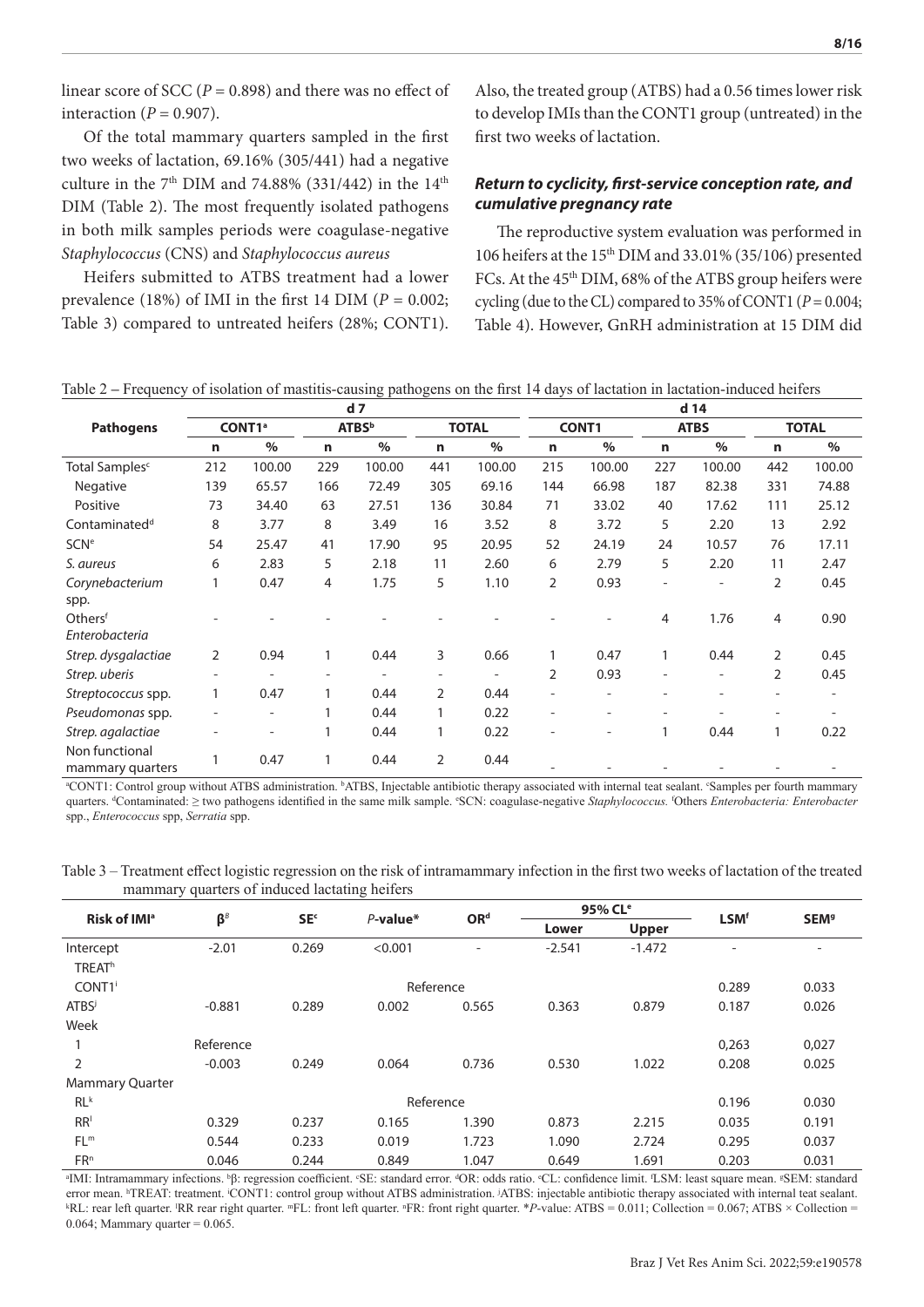linear score of SCC ($P = 0.898$) and there was no effect of interaction ($P = 0.907$).

Of the total mammary quarters sampled in the first two weeks of lactation, 69.16% (305/441) had a negative culture in the 7th DIM and 74.88% (331/442) in the 14th DIM (Table 2). The most frequently isolated pathogens in both milk samples periods were coagulase-negative *Staphylococcus* (CNS) and *Staphylococcus aureus*

Heifers submitted to ATBS treatment had a lower prevalence (18%) of IMI in the first 14 DIM ($P = 0.002$; Table 3) compared to untreated heifers (28%; CONT1). Also, the treated group (ATBS) had a 0.56 times lower risk to develop IMIs than the CONT1 group (untreated) in the first two weeks of lactation.

### *Return to cyclicity, first-service conception rate, and cumulative pregnancy rate*

The reproductive system evaluation was performed in 106 heifers at the 15th DIM and 33.01% (35/106) presented FCs. At the 45th DIM, 68% of the ATBS group heifers were cycling (due to the CL) compared to 35% of CONT1 ($P = 0.004$; Table 4). However, GnRH administration at 15 DIM did

Table 2 – Frequency of isolation of mastitis-causing pathogens on the first 14 days of lactation in lactation-induced heifers

| Pathogens | d 7 | | | | | | d 14 | | | | | |
|---|---|---|---|---|---|---|---|---|---|---|---|---|
| | CONT1[a] | | ATBS[b] | | TOTAL | | CONT1 | | ATBS | | TOTAL | |
| | n | % | n | % | n | % | n | % | n | % | n | % |
| Total Samples[c] | 212 | 100.00 | 229 | 100.00 | 441 | 100.00 | 215 | 100.00 | 227 | 100.00 | 442 | 100.00 |
| Negative | 139 | 65.57 | 166 | 72.49 | 305 | 69.16 | 144 | 66.98 | 187 | 82.38 | 331 | 74.88 |
| Positive | 73 | 34.40 | 63 | 27.51 | 136 | 30.84 | 71 | 33.02 | 40 | 17.62 | 111 | 25.12 |
| Contaminated[d] | 8 | 3.77 | 8 | 3.49 | 16 | 3.52 | 8 | 3.72 | 5 | 2.20 | 13 | 2.92 |
| SCN[e] | 54 | 25.47 | 41 | 17.90 | 95 | 20.95 | 52 | 24.19 | 24 | 10.57 | 76 | 17.11 |
| *S. aureus* | 6 | 2.83 | 5 | 2.18 | 11 | 2.60 | 6 | 2.79 | 5 | 2.20 | 11 | 2.47 |
| *Corynebacterium* spp. | 1 | 0.47 | 4 | 1.75 | 5 | 1.10 | 2 | 0.93 | - | - | 2 | 0.45 |
| Others[f] *Enterobacteria* | - | - | - | - | - | - | - | - | 4 | 1.76 | 4 | 0.90 |
| *Strep. dysgalactiae* | 2 | 0.94 | 1 | 0.44 | 3 | 0.66 | 1 | 0.47 | 1 | 0.44 | 2 | 0.45 |
| *Strep. uberis* | - | - | - | - | - | - | 2 | 0.93 | - | - | 2 | 0.45 |
| *Streptococcus* spp. | 1 | 0.47 | 1 | 0.44 | 2 | 0.44 | - | - | - | - | - | - |
| *Pseudomonas* spp. | - | - | 1 | 0.44 | 1 | 0.22 | - | - | - | - | - | - |
| *Strep. agalactiae* | - | - | 1 | 0.44 | 1 | 0.22 | - | - | 1 | 0.44 | 1 | 0.22 |
| Non functional mammary quarters | 1 | 0.47 | 1 | 0.44 | 2 | 0.44 | - | - | - | - | - | - |

[a]CONT1: Control group without ATBS administration. [b]ATBS, Injectable antibiotic therapy associated with internal teat sealant. [c]Samples per fourth mammary quarters. [d]Contaminated: ≥ two pathogens identified in the same milk sample. [e]SCN: coagulase-negative *Staphylococcus*. [f]Others *Enterobacteria: Enterobacter* spp., *Enterococcus* spp, *Serratia* spp.

Table 3 – Treatment effect logistic regression on the risk of intramammary infection in the first two weeks of lactation of the treated mammary quarters of induced lactating heifers

| Risk of IMI[a] | β[b] | SE[c] | *P*-value* | OR[d] | 95% CL[e] | | LSM[f] | SEM[g] |
|---|---|---|---|---|---|---|---|---|
| | | | | | Lower | Upper | | |
| Intercept | -2.01 | 0.269 | <0.001 | - | -2.541 | -1.472 | - | - |
| TREAT[h] | | | | | | | | |
| CONT1[i] | | | Reference | | | | 0.289 | 0.033 |
| ATBS[j] | -0.881 | 0.289 | 0.002 | 0.565 | 0.363 | 0.879 | 0.187 | 0.026 |
| Week | | | | | | | | |
| 1 | Reference | | | | | | 0,263 | 0,027 |
| 2 | -0.003 | 0.249 | 0.064 | 0.736 | 0.530 | 1.022 | 0.208 | 0.025 |
| Mammary Quarter | | | | | | | | |
| RL[k] | | | Reference | | | | 0.196 | 0.030 |
| RR[l] | 0.329 | 0.237 | 0.165 | 1.390 | 0.873 | 2.215 | 0.035 | 0.191 |
| FL[m] | 0.544 | 0.233 | 0.019 | 1.723 | 1.090 | 2.724 | 0.295 | 0.037 |
| FR[n] | 0.046 | 0.244 | 0.849 | 1.047 | 0.649 | 1.691 | 0.203 | 0.031 |

[a]IMI: Intramammary infections. [b]β: regression coefficient. [c]SE: standard error. [d]OR: odds ratio. [e]CL: confidence limit. [f]LSM: least square mean. [g]SEM: standard error mean. [h]TREAT: treatment. [i]CONT1: control group without ATBS administration. [j]ATBS: injectable antibiotic therapy associated with internal teat sealant. [k]RL: rear left quarter. [l]RR rear right quarter. [m]FL: front left quarter. [n]FR: front right quarter. **P*-value: ATBS = 0.011; Collection = 0.067; ATBS × Collection = 0.064; Mammary quarter = 0.065.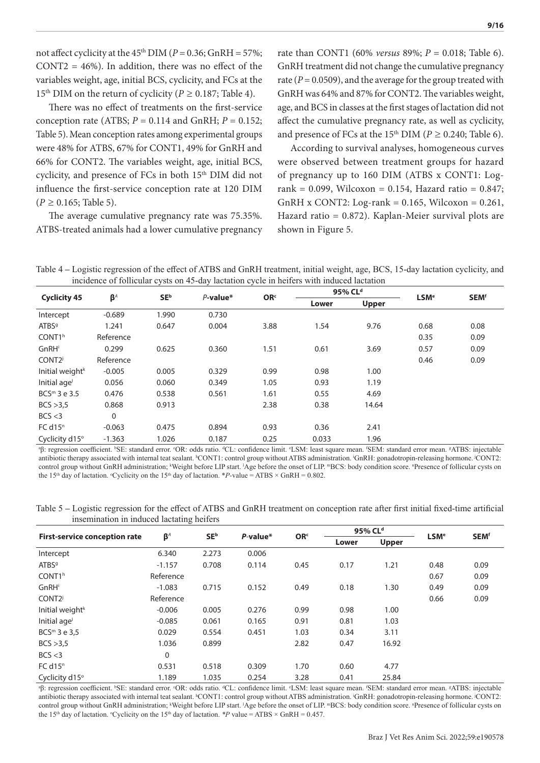not affect cyclicity at the 45th DIM ($P = 0.36$; GnRH = 57%; CONT2 = 46%). In addition, there was no effect of the variables weight, age, initial BCS, cyclicity, and FCs at the 15th DIM on the return of cyclicity ($P \geq 0.187$; Table 4).

There was no effect of treatments on the first-service conception rate (ATBS; $P = 0.114$ and GnRH; $P = 0.152$; Table 5). Mean conception rates among experimental groups were 48% for ATBS, 67% for CONT1, 49% for GnRH and 66% for CONT2. The variables weight, age, initial BCS, cyclicity, and presence of FCs in both 15th DIM did not influence the first-service conception rate at 120 DIM ($P \geq 0.165$; Table 5).

The average cumulative pregnancy rate was 75.35%. ATBS-treated animals had a lower cumulative pregnancy rate than CONT1 (60% *versus* 89%; $P = 0.018$; Table 6). GnRH treatment did not change the cumulative pregnancy rate ($P = 0.0509$), and the average for the group treated with GnRH was 64% and 87% for CONT2. The variables weight, age, and BCS in classes at the first stages of lactation did not affect the cumulative pregnancy rate, as well as cyclicity, and presence of FCs at the 15th DIM ($P \geq 0.240$; Table 6).

According to survival analyses, homogeneous curves were observed between treatment groups for hazard of pregnancy up to 160 DIM (ATBS x CONT1: Log-rank = 0.099, Wilcoxon = 0.154, Hazard ratio = 0.847; GnRH x CONT2: Log-rank = 0.165, Wilcoxon = 0.261, Hazard ratio = 0.872). Kaplan-Meier survival plots are shown in Figure 5.

Table 4 – Logistic regression of the effect of ATBS and GnRH treatment, initial weight, age, BCS, 15-day lactation cyclicity, and incidence of follicular cysts on 45-day lactation cycle in heifers with induced lactation

| Cyclicity 45 | β[a] | SE[b] | *P*-value* | OR[c] | 95% CL[d] | | LSM[e] | SEM[f] |
|---|---|---|---|---|---|---|---|---|
| | | | | | Lower | Upper | | |
| Intercept | -0.689 | 1.990 | 0.730 | | | | | |
| ATBS[g] | 1.241 | 0.647 | 0.004 | 3.88 | 1.54 | 9.76 | 0.68 | 0.08 |
| CONT1[h] | Reference | | | | | | 0.35 | 0.09 |
| GnRH[i] | 0.299 | 0.625 | 0.360 | 1.51 | 0.61 | 3.69 | 0.57 | 0.09 |
| CONT2[j] | Reference | | | | | | 0.46 | 0.09 |
| Initial weight[k] | -0.005 | 0.005 | 0.329 | 0.99 | 0.98 | 1.00 | | |
| Initial age[l] | 0.056 | 0.060 | 0.349 | 1.05 | 0.93 | 1.19 | | |
| BCS[m] 3 e 3.5 | 0.476 | 0.538 | 0.561 | 1.61 | 0.55 | 4.69 | | |
| BCS >3,5 | 0.868 | 0.913 | | 2.38 | 0.38 | 14.64 | | |
| BCS <3 | 0 | | | | | | | |
| FC d15[n] | -0.063 | 0.475 | 0.894 | 0.93 | 0.36 | 2.41 | | |
| Cyclicity d15[o] | -1.363 | 1.026 | 0.187 | 0.25 | 0.033 | 1.96 | | |

[a]β: regression coefficient. [b]SE: standard error. [c]OR: odds ratio. [d]CL: confidence limit. [e]LSM: least square mean. [f]SEM: standard error mean. [g]ATBS: injectable antibiotic therapy associated with internal teat sealant. [h]CONT1: control group without ATBS administration. [i]GnRH: gonadotropin-releasing hormone. [j]CONT2: control group without GnRH administration; [k]Weight before LIP start. [l]Age before the onset of LIP. [m]BCS: body condition score. [n]Presence of follicular cysts on the 15th day of lactation. [o]Cyclicity on the 15th day of lactation. **P*-value = ATBS × GnRH = 0.802.

Table 5 – Logistic regression for the effect of ATBS and GnRH treatment on conception rate after first initial fixed-time artificial insemination in induced lactating heifers

| First-service conception rate | β[a] | SE[b] | *P*-value* | OR[c] | 95% CL[d] | | LSM[e] | SEM[f] |
|---|---|---|---|---|---|---|---|---|
| | | | | | Lower | Upper | | |
| Intercept | 6.340 | 2.273 | 0.006 | | | | | |
| ATBS[g] | -1.157 | 0.708 | 0.114 | 0.45 | 0.17 | 1.21 | 0.48 | 0.09 |
| CONT1[h] | Reference | | | | | | 0.67 | 0.09 |
| GnRH[i] | -1.083 | 0.715 | 0.152 | 0.49 | 0.18 | 1.30 | 0.49 | 0.09 |
| CONT2[j] | Reference | | | | | | 0.66 | 0.09 |
| Initial weight[k] | -0.006 | 0.005 | 0.276 | 0.99 | 0.98 | 1.00 | | |
| Initial age[l] | -0.085 | 0.061 | 0.165 | 0.91 | 0.81 | 1.03 | | |
| BCS[m] 3 e 3,5 | 0.029 | 0.554 | 0.451 | 1.03 | 0.34 | 3.11 | | |
| BCS >3,5 | 1.036 | 0.899 | | 2.82 | 0.47 | 16.92 | | |
| BCS <3 | 0 | | | | | | | |
| FC d15[n] | 0.531 | 0.518 | 0.309 | 1.70 | 0.60 | 4.77 | | |
| Cyclicity d15[o] | 1.189 | 1.035 | 0.254 | 3.28 | 0.41 | 25.84 | | |

[a]β: regression coefficient. [b]SE: standard error. [c]OR: odds ratio. [d]CL: confidence limit. [e]LSM: least square mean. [f]SEM: standard error mean. [g]ATBS: injectable antibiotic therapy associated with internal teat sealant. [h]CONT1: control group without ATBS administration. [i]GnRH: gonadotropin-releasing hormone. [j]CONT2: control group without GnRH administration; [k]Weight before LIP start. [l]Age before the onset of LIP. [m]BCS: body condition score. [n]Presence of follicular cysts on the 15th day of lactation. [o]Cyclicity on the 15th day of lactation. **P* value = ATBS × GnRH = 0.457.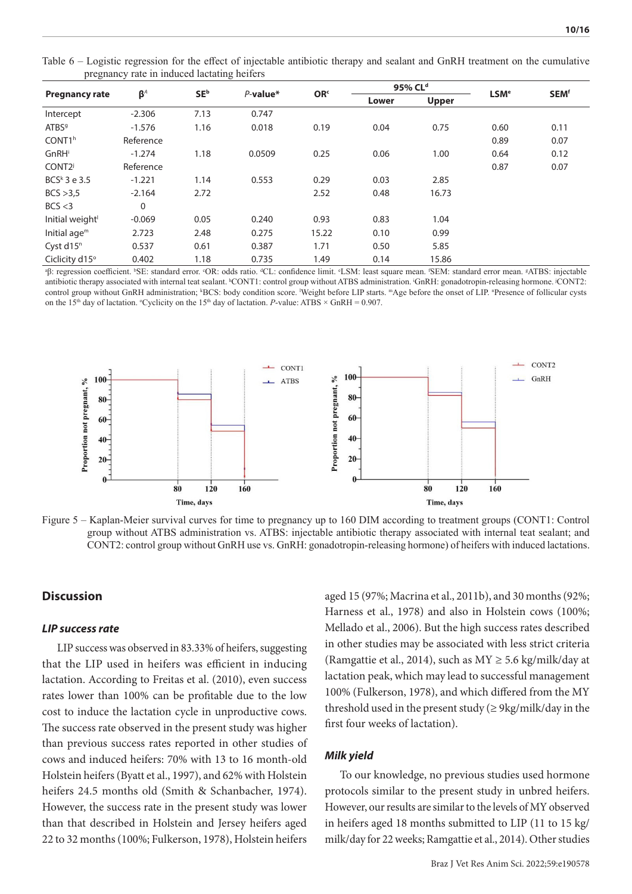Table 6 – Logistic regression for the effect of injectable antibiotic therapy and sealant and GnRH treatment on the cumulative pregnancy rate in induced lactating heifers

| Pregnancy rate | β[A] | SE[b] | P-value* | OR[c] | 95% CL[d] | | LSM[e] | SEM[f] |
|---|---|---|---|---|---|---|---|---|
| | | | | | Lower | Upper | | |
| Intercept | -2.306 | 7.13 | 0.747 | | | | | |
| ATBS[g] | -1.576 | 1.16 | 0.018 | 0.19 | 0.04 | 0.75 | 0.60 | 0.11 |
| CONT1[h] | Reference | | | | | | 0.89 | 0.07 |
| GnRH[i] | -1.274 | 1.18 | 0.0509 | 0.25 | 0.06 | 1.00 | 0.64 | 0.12 |
| CONT2[j] | Reference | | | | | | 0.87 | 0.07 |
| BCS[k] 3 e 3.5 | -1.221 | 1.14 | 0.553 | 0.29 | 0.03 | 2.85 | | |
| BCS >3,5 | -2.164 | 2.72 | | 2.52 | 0.48 | 16.73 | | |
| BCS <3 | 0 | | | | | | | |
| Initial weight[l] | -0.069 | 0.05 | 0.240 | 0.93 | 0.83 | 1.04 | | |
| Initial age[m] | 2.723 | 2.48 | 0.275 | 15.22 | 0.10 | 0.99 | | |
| Cyst d15[n] | 0.537 | 0.61 | 0.387 | 1.71 | 0.50 | 5.85 | | |
| Ciclicity d15[o] | 0.402 | 1.18 | 0.735 | 1.49 | 0.14 | 15.86 | | |

[a]β: regression coefficient. [b]SE: standard error. [c]OR: odds ratio. [d]CL: confidence limit. [e]LSM: least square mean. [f]SEM: standard error mean. [g]ATBS: injectable antibiotic therapy associated with internal teat sealant. [h]CONT1: control group without ATBS administration. [i]GnRH: gonadotropin-releasing hormone. [j]CONT2: control group without GnRH administration; [k]BCS: body condition score. [l]Weight before LIP starts. [m]Age before the onset of LIP. [n]Presence of follicular cysts on the 15[th] day of lactation. [o]Cyclicity on the 15[th] day of lactation. P-value: ATBS × GnRH = 0.907.

Figure 5 – Kaplan-Meier survival curves for time to pregnancy up to 160 DIM according to treatment groups (CONT1: Control group without ATBS administration vs. ATBS: injectable antibiotic therapy associated with internal teat sealant; and CONT2: control group without GnRH use vs. GnRH: gonadotropin-releasing hormone) of heifers with induced lactations.

## Discussion

### *LIP success rate*

LIP success was observed in 83.33% of heifers, suggesting that the LIP used in heifers was efficient in inducing lactation. According to Freitas et al. (2010), even success rates lower than 100% can be profitable due to the low cost to induce the lactation cycle in unproductive cows. The success rate observed in the present study was higher than previous success rates reported in other studies of cows and induced heifers: 70% with 13 to 16 month-old Holstein heifers (Byatt et al., 1997), and 62% with Holstein heifers 24.5 months old (Smith & Schanbacher, 1974). However, the success rate in the present study was lower than that described in Holstein and Jersey heifers aged 22 to 32 months (100%; Fulkerson, 1978), Holstein heifers aged 15 (97%; Macrina et al., 2011b), and 30 months (92%; Harness et al., 1978) and also in Holstein cows (100%; Mellado et al., 2006). But the high success rates described in other studies may be associated with less strict criteria (Ramgattie et al., 2014), such as MY ≥ 5.6 kg/milk/day at lactation peak, which may lead to successful management 100% (Fulkerson, 1978), and which differed from the MY threshold used in the present study (≥ 9kg/milk/day in the first four weeks of lactation).

### *Milk yield*

To our knowledge, no previous studies used hormone protocols similar to the present study in unbred heifers. However, our results are similar to the levels of MY observed in heifers aged 18 months submitted to LIP (11 to 15 kg/milk/day for 22 weeks; Ramgattie et al., 2014). Other studies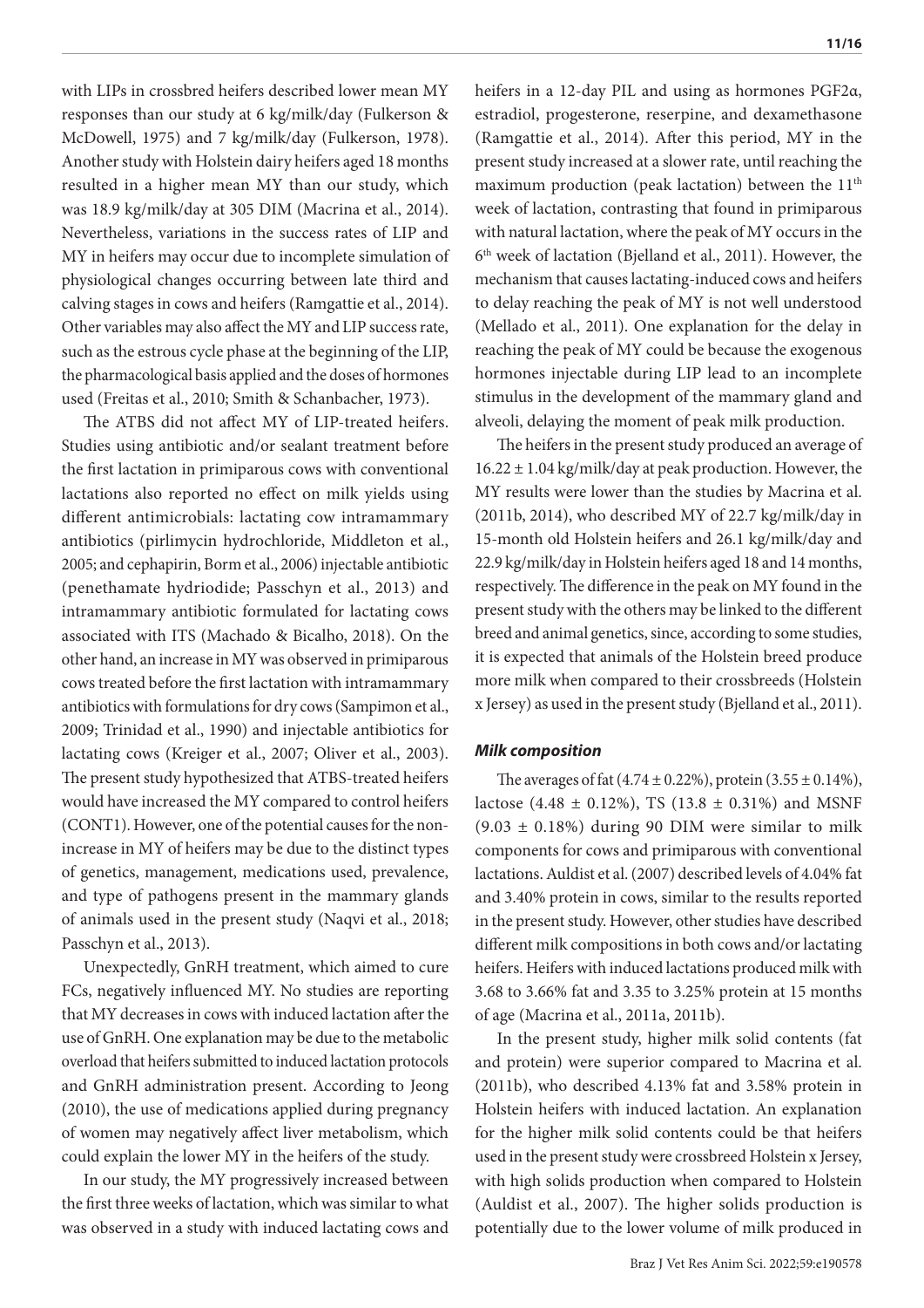with LIPs in crossbred heifers described lower mean MY responses than our study at 6 kg/milk/day (Fulkerson & McDowell, 1975) and 7 kg/milk/day (Fulkerson, 1978). Another study with Holstein dairy heifers aged 18 months resulted in a higher mean MY than our study, which was 18.9 kg/milk/day at 305 DIM (Macrina et al., 2014). Nevertheless, variations in the success rates of LIP and MY in heifers may occur due to incomplete simulation of physiological changes occurring between late third and calving stages in cows and heifers (Ramgattie et al., 2014). Other variables may also affect the MY and LIP success rate, such as the estrous cycle phase at the beginning of the LIP, the pharmacological basis applied and the doses of hormones used (Freitas et al., 2010; Smith & Schanbacher, 1973).

The ATBS did not affect MY of LIP-treated heifers. Studies using antibiotic and/or sealant treatment before the first lactation in primiparous cows with conventional lactations also reported no effect on milk yields using different antimicrobials: lactating cow intramammary antibiotics (pirlimycin hydrochloride, Middleton et al., 2005; and cephapirin, Borm et al., 2006) injectable antibiotic (penethamate hydriodide; Passchyn et al., 2013) and intramammary antibiotic formulated for lactating cows associated with ITS (Machado & Bicalho, 2018). On the other hand, an increase in MY was observed in primiparous cows treated before the first lactation with intramammary antibiotics with formulations for dry cows (Sampimon et al., 2009; Trinidad et al., 1990) and injectable antibiotics for lactating cows (Kreiger et al., 2007; Oliver et al., 2003). The present study hypothesized that ATBS-treated heifers would have increased the MY compared to control heifers (CONT1). However, one of the potential causes for the non-increase in MY of heifers may be due to the distinct types of genetics, management, medications used, prevalence, and type of pathogens present in the mammary glands of animals used in the present study (Naqvi et al., 2018; Passchyn et al., 2013).

Unexpectedly, GnRH treatment, which aimed to cure FCs, negatively influenced MY. No studies are reporting that MY decreases in cows with induced lactation after the use of GnRH. One explanation may be due to the metabolic overload that heifers submitted to induced lactation protocols and GnRH administration present. According to Jeong (2010), the use of medications applied during pregnancy of women may negatively affect liver metabolism, which could explain the lower MY in the heifers of the study.

In our study, the MY progressively increased between the first three weeks of lactation, which was similar to what was observed in a study with induced lactating cows and heifers in a 12-day PIL and using as hormones PGF2α, estradiol, progesterone, reserpine, and dexamethasone (Ramgattie et al., 2014). After this period, MY in the present study increased at a slower rate, until reaching the maximum production (peak lactation) between the 11th week of lactation, contrasting that found in primiparous with natural lactation, where the peak of MY occurs in the 6th week of lactation (Bjelland et al., 2011). However, the mechanism that causes lactating-induced cows and heifers to delay reaching the peak of MY is not well understood (Mellado et al., 2011). One explanation for the delay in reaching the peak of MY could be because the exogenous hormones injectable during LIP lead to an incomplete stimulus in the development of the mammary gland and alveoli, delaying the moment of peak milk production.

The heifers in the present study produced an average of 16.22 ± 1.04 kg/milk/day at peak production. However, the MY results were lower than the studies by Macrina et al. (2011b, 2014), who described MY of 22.7 kg/milk/day in 15-month old Holstein heifers and 26.1 kg/milk/day and 22.9 kg/milk/day in Holstein heifers aged 18 and 14 months, respectively. The difference in the peak on MY found in the present study with the others may be linked to the different breed and animal genetics, since, according to some studies, it is expected that animals of the Holstein breed produce more milk when compared to their crossbreeds (Holstein x Jersey) as used in the present study (Bjelland et al., 2011).

### *Milk composition*

The averages of fat (4.74 ± 0.22%), protein (3.55 ± 0.14%), lactose (4.48 ± 0.12%), TS (13.8 ± 0.31%) and MSNF (9.03 ± 0.18%) during 90 DIM were similar to milk components for cows and primiparous with conventional lactations. Auldist et al. (2007) described levels of 4.04% fat and 3.40% protein in cows, similar to the results reported in the present study. However, other studies have described different milk compositions in both cows and/or lactating heifers. Heifers with induced lactations produced milk with 3.68 to 3.66% fat and 3.35 to 3.25% protein at 15 months of age (Macrina et al., 2011a, 2011b).

In the present study, higher milk solid contents (fat and protein) were superior compared to Macrina et al. (2011b), who described 4.13% fat and 3.58% protein in Holstein heifers with induced lactation. An explanation for the higher milk solid contents could be that heifers used in the present study were crossbreed Holstein x Jersey, with high solids production when compared to Holstein (Auldist et al., 2007). The higher solids production is potentially due to the lower volume of milk produced in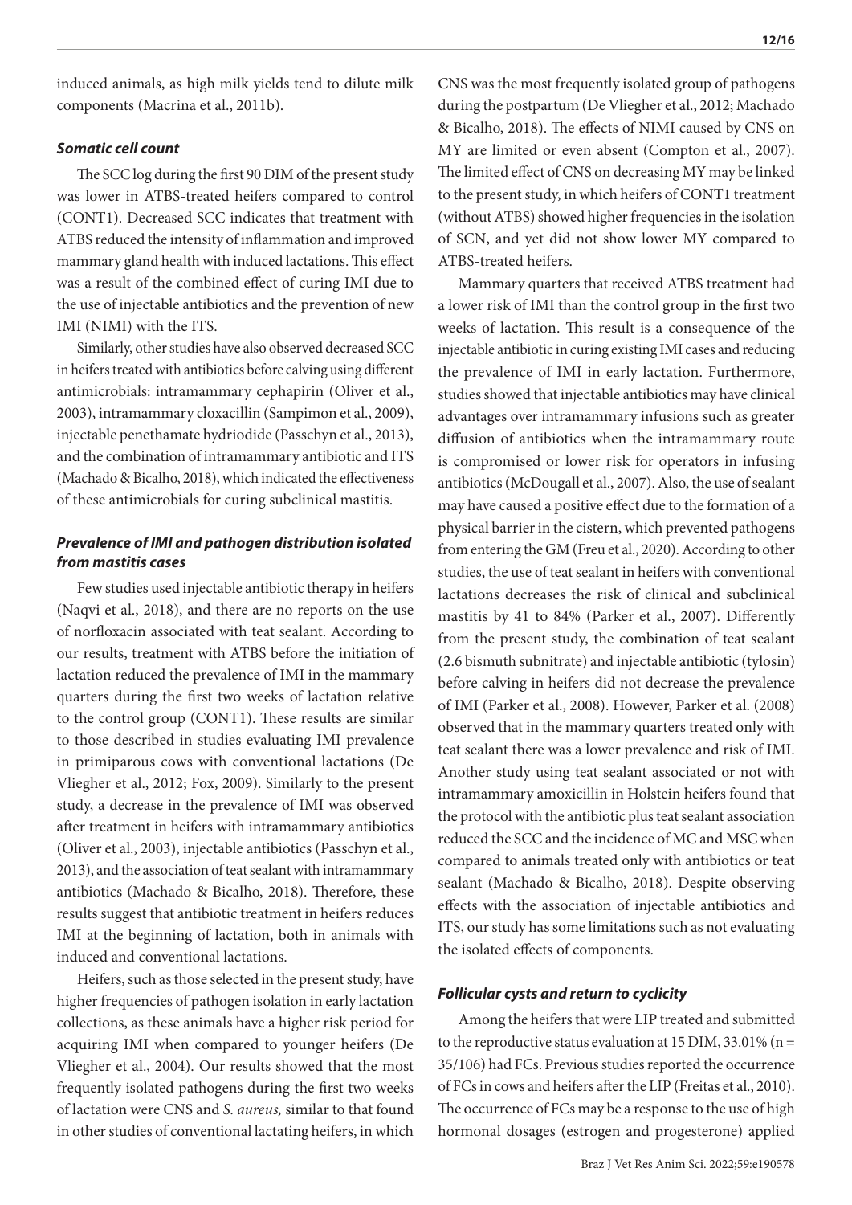induced animals, as high milk yields tend to dilute milk components (Macrina et al., 2011b).

### *Somatic cell count*

The SCC log during the first 90 DIM of the present study was lower in ATBS-treated heifers compared to control (CONT1). Decreased SCC indicates that treatment with ATBS reduced the intensity of inflammation and improved mammary gland health with induced lactations. This effect was a result of the combined effect of curing IMI due to the use of injectable antibiotics and the prevention of new IMI (NIMI) with the ITS.

Similarly, other studies have also observed decreased SCC in heifers treated with antibiotics before calving using different antimicrobials: intramammary cephapirin (Oliver et al., 2003), intramammary cloxacillin (Sampimon et al., 2009), injectable penethamate hydriodide (Passchyn et al., 2013), and the combination of intramammary antibiotic and ITS (Machado & Bicalho, 2018), which indicated the effectiveness of these antimicrobials for curing subclinical mastitis.

### *Prevalence of IMI and pathogen distribution isolated from mastitis cases*

Few studies used injectable antibiotic therapy in heifers (Naqvi et al., 2018), and there are no reports on the use of norfloxacin associated with teat sealant. According to our results, treatment with ATBS before the initiation of lactation reduced the prevalence of IMI in the mammary quarters during the first two weeks of lactation relative to the control group (CONT1). These results are similar to those described in studies evaluating IMI prevalence in primiparous cows with conventional lactations (De Vliegher et al., 2012; Fox, 2009). Similarly to the present study, a decrease in the prevalence of IMI was observed after treatment in heifers with intramammary antibiotics (Oliver et al., 2003), injectable antibiotics (Passchyn et al., 2013), and the association of teat sealant with intramammary antibiotics (Machado & Bicalho, 2018). Therefore, these results suggest that antibiotic treatment in heifers reduces IMI at the beginning of lactation, both in animals with induced and conventional lactations.

Heifers, such as those selected in the present study, have higher frequencies of pathogen isolation in early lactation collections, as these animals have a higher risk period for acquiring IMI when compared to younger heifers (De Vliegher et al., 2004). Our results showed that the most frequently isolated pathogens during the first two weeks of lactation were CNS and *S. aureus,* similar to that found in other studies of conventional lactating heifers, in which CNS was the most frequently isolated group of pathogens during the postpartum (De Vliegher et al., 2012; Machado & Bicalho, 2018). The effects of NIMI caused by CNS on MY are limited or even absent (Compton et al., 2007). The limited effect of CNS on decreasing MY may be linked to the present study, in which heifers of CONT1 treatment (without ATBS) showed higher frequencies in the isolation of SCN, and yet did not show lower MY compared to ATBS-treated heifers.

Mammary quarters that received ATBS treatment had a lower risk of IMI than the control group in the first two weeks of lactation. This result is a consequence of the injectable antibiotic in curing existing IMI cases and reducing the prevalence of IMI in early lactation. Furthermore, studies showed that injectable antibiotics may have clinical advantages over intramammary infusions such as greater diffusion of antibiotics when the intramammary route is compromised or lower risk for operators in infusing antibiotics (McDougall et al., 2007). Also, the use of sealant may have caused a positive effect due to the formation of a physical barrier in the cistern, which prevented pathogens from entering the GM (Freu et al., 2020). According to other studies, the use of teat sealant in heifers with conventional lactations decreases the risk of clinical and subclinical mastitis by 41 to 84% (Parker et al., 2007). Differently from the present study, the combination of teat sealant (2.6 bismuth subnitrate) and injectable antibiotic (tylosin) before calving in heifers did not decrease the prevalence of IMI (Parker et al., 2008). However, Parker et al. (2008) observed that in the mammary quarters treated only with teat sealant there was a lower prevalence and risk of IMI. Another study using teat sealant associated or not with intramammary amoxicillin in Holstein heifers found that the protocol with the antibiotic plus teat sealant association reduced the SCC and the incidence of MC and MSC when compared to animals treated only with antibiotics or teat sealant (Machado & Bicalho, 2018). Despite observing effects with the association of injectable antibiotics and ITS, our study has some limitations such as not evaluating the isolated effects of components.

### *Follicular cysts and return to cyclicity*

Among the heifers that were LIP treated and submitted to the reproductive status evaluation at 15 DIM, 33.01% (n = 35/106) had FCs. Previous studies reported the occurrence of FCs in cows and heifers after the LIP (Freitas et al., 2010). The occurrence of FCs may be a response to the use of high hormonal dosages (estrogen and progesterone) applied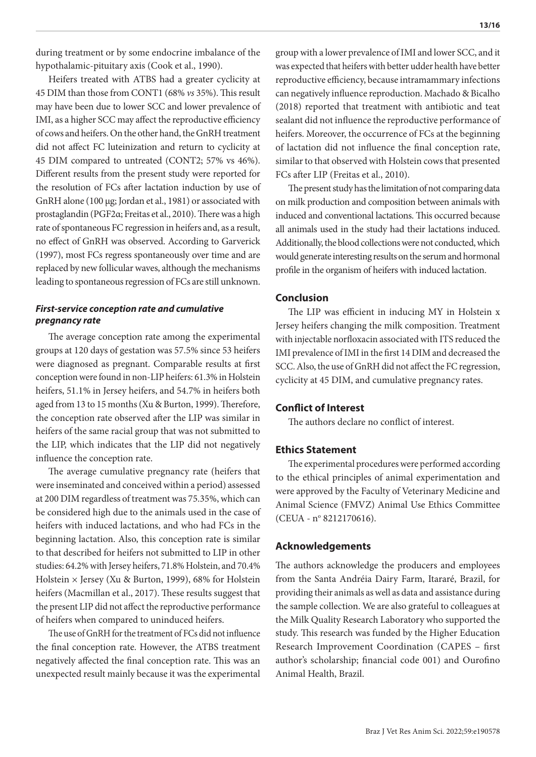during treatment or by some endocrine imbalance of the hypothalamic-pituitary axis (Cook et al., 1990).

Heifers treated with ATBS had a greater cyclicity at 45 DIM than those from CONT1 (68% *vs* 35%). This result may have been due to lower SCC and lower prevalence of IMI, as a higher SCC may affect the reproductive efficiency of cows and heifers. On the other hand, the GnRH treatment did not affect FC luteinization and return to cyclicity at 45 DIM compared to untreated (CONT2; 57% vs 46%). Different results from the present study were reported for the resolution of FCs after lactation induction by use of GnRH alone (100 µg; Jordan et al., 1981) or associated with prostaglandin (PGF2α; Freitas et al., 2010). There was a high rate of spontaneous FC regression in heifers and, as a result, no effect of GnRH was observed. According to Garverick (1997), most FCs regress spontaneously over time and are replaced by new follicular waves, although the mechanisms leading to spontaneous regression of FCs are still unknown.

### *First-service conception rate and cumulative pregnancy rate*

The average conception rate among the experimental groups at 120 days of gestation was 57.5% since 53 heifers were diagnosed as pregnant. Comparable results at first conception were found in non-LIP heifers: 61.3% in Holstein heifers, 51.1% in Jersey heifers, and 54.7% in heifers both aged from 13 to 15 months (Xu & Burton, 1999). Therefore, the conception rate observed after the LIP was similar in heifers of the same racial group that was not submitted to the LIP, which indicates that the LIP did not negatively influence the conception rate.

The average cumulative pregnancy rate (heifers that were inseminated and conceived within a period) assessed at 200 DIM regardless of treatment was 75.35%, which can be considered high due to the animals used in the case of heifers with induced lactations, and who had FCs in the beginning lactation. Also, this conception rate is similar to that described for heifers not submitted to LIP in other studies: 64.2% with Jersey heifers, 71.8% Holstein, and 70.4% Holstein × Jersey (Xu & Burton, 1999), 68% for Holstein heifers (Macmillan et al., 2017). These results suggest that the present LIP did not affect the reproductive performance of heifers when compared to uninduced heifers.

The use of GnRH for the treatment of FCs did not influence the final conception rate. However, the ATBS treatment negatively affected the final conception rate. This was an unexpected result mainly because it was the experimental group with a lower prevalence of IMI and lower SCC, and it was expected that heifers with better udder health have better reproductive efficiency, because intramammary infections can negatively influence reproduction. Machado & Bicalho (2018) reported that treatment with antibiotic and teat sealant did not influence the reproductive performance of heifers. Moreover, the occurrence of FCs at the beginning of lactation did not influence the final conception rate, similar to that observed with Holstein cows that presented FCs after LIP (Freitas et al., 2010).

The present study has the limitation of not comparing data on milk production and composition between animals with induced and conventional lactations. This occurred because all animals used in the study had their lactations induced. Additionally, the blood collections were not conducted, which would generate interesting results on the serum and hormonal profile in the organism of heifers with induced lactation.

## Conclusion

The LIP was efficient in inducing MY in Holstein x Jersey heifers changing the milk composition. Treatment with injectable norfloxacin associated with ITS reduced the IMI prevalence of IMI in the first 14 DIM and decreased the SCC. Also, the use of GnRH did not affect the FC regression, cyclicity at 45 DIM, and cumulative pregnancy rates.

## Conflict of Interest

The authors declare no conflict of interest.

## Ethics Statement

The experimental procedures were performed according to the ethical principles of animal experimentation and were approved by the Faculty of Veterinary Medicine and Animal Science (FMVZ) Animal Use Ethics Committee (CEUA - nº 8212170616).

## Acknowledgements

The authors acknowledge the producers and employees from the Santa Andréia Dairy Farm, Itararé, Brazil, for providing their animals as well as data and assistance during the sample collection. We are also grateful to colleagues at the Milk Quality Research Laboratory who supported the study. This research was funded by the Higher Education Research Improvement Coordination (CAPES – first author's scholarship; financial code 001) and Ourofino Animal Health, Brazil.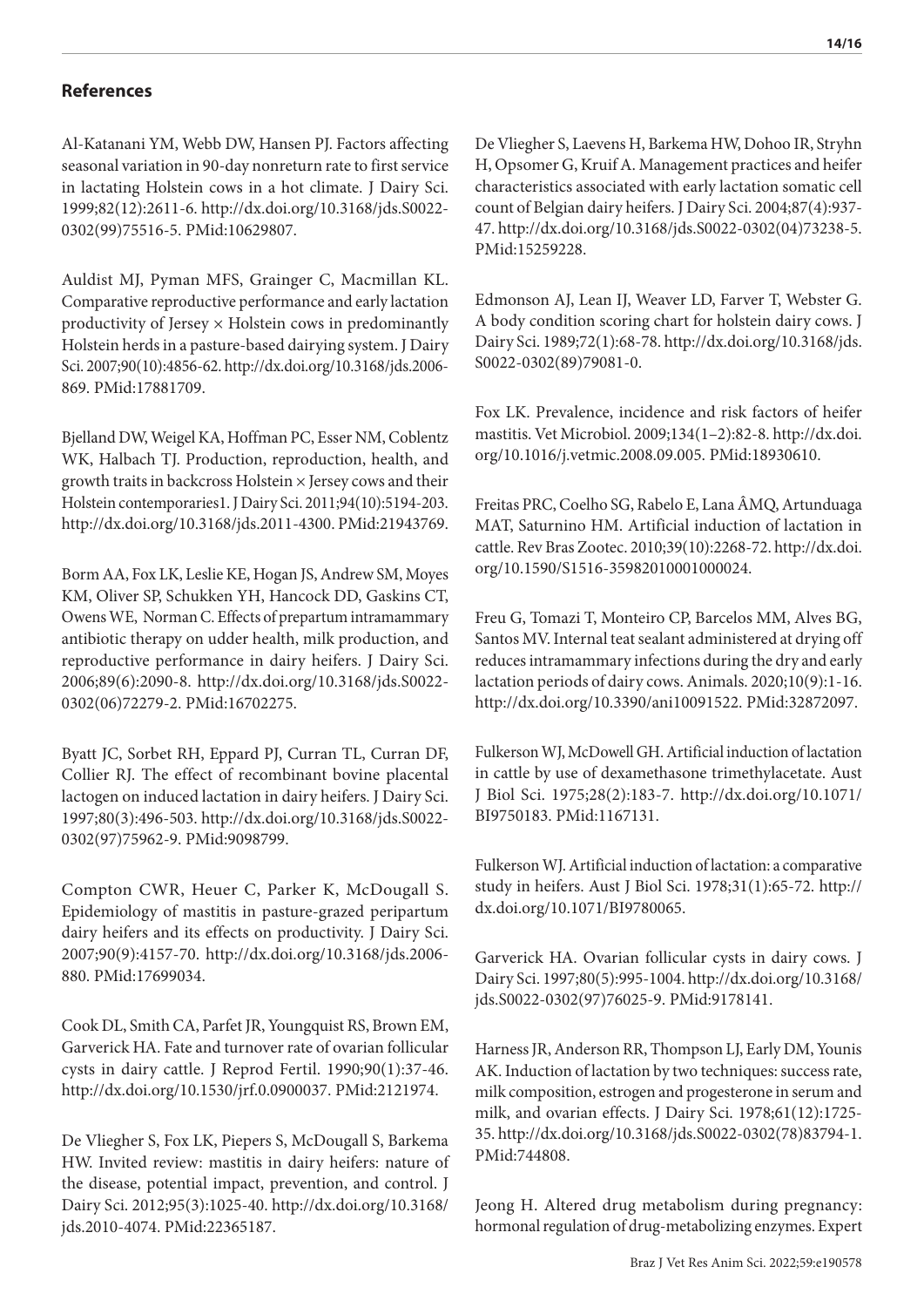## References

Al-Katanani YM, Webb DW, Hansen PJ. Factors affecting seasonal variation in 90-day nonreturn rate to first service in lactating Holstein cows in a hot climate. J Dairy Sci. 1999;82(12):2611-6. http://dx.doi.org/10.3168/jds.S0022-0302(99)75516-5. PMid:10629807.

Auldist MJ, Pyman MFS, Grainger C, Macmillan KL. Comparative reproductive performance and early lactation productivity of Jersey × Holstein cows in predominantly Holstein herds in a pasture-based dairying system. J Dairy Sci. 2007;90(10):4856-62. http://dx.doi.org/10.3168/jds.2006-869. PMid:17881709.

Bjelland DW, Weigel KA, Hoffman PC, Esser NM, Coblentz WK, Halbach TJ. Production, reproduction, health, and growth traits in backcross Holstein × Jersey cows and their Holstein contemporaries1. J Dairy Sci. 2011;94(10):5194-203. http://dx.doi.org/10.3168/jds.2011-4300. PMid:21943769.

Borm AA, Fox LK, Leslie KE, Hogan JS, Andrew SM, Moyes KM, Oliver SP, Schukken YH, Hancock DD, Gaskins CT, Owens WE, Norman C. Effects of prepartum intramammary antibiotic therapy on udder health, milk production, and reproductive performance in dairy heifers. J Dairy Sci. 2006;89(6):2090-8. http://dx.doi.org/10.3168/jds.S0022-0302(06)72279-2. PMid:16702275.

Byatt JC, Sorbet RH, Eppard PJ, Curran TL, Curran DF, Collier RJ. The effect of recombinant bovine placental lactogen on induced lactation in dairy heifers. J Dairy Sci. 1997;80(3):496-503. http://dx.doi.org/10.3168/jds.S0022-0302(97)75962-9. PMid:9098799.

Compton CWR, Heuer C, Parker K, McDougall S. Epidemiology of mastitis in pasture-grazed peripartum dairy heifers and its effects on productivity. J Dairy Sci. 2007;90(9):4157-70. http://dx.doi.org/10.3168/jds.2006-880. PMid:17699034.

Cook DL, Smith CA, Parfet JR, Youngquist RS, Brown EM, Garverick HA. Fate and turnover rate of ovarian follicular cysts in dairy cattle. J Reprod Fertil. 1990;90(1):37-46. http://dx.doi.org/10.1530/jrf.0.0900037. PMid:2121974.

De Vliegher S, Fox LK, Piepers S, McDougall S, Barkema HW. Invited review: mastitis in dairy heifers: nature of the disease, potential impact, prevention, and control. J Dairy Sci. 2012;95(3):1025-40. http://dx.doi.org/10.3168/jds.2010-4074. PMid:22365187.

De Vliegher S, Laevens H, Barkema HW, Dohoo IR, Stryhn H, Opsomer G, Kruif A. Management practices and heifer characteristics associated with early lactation somatic cell count of Belgian dairy heifers. J Dairy Sci. 2004;87(4):937-47. http://dx.doi.org/10.3168/jds.S0022-0302(04)73238-5. PMid:15259228.

Edmonson AJ, Lean IJ, Weaver LD, Farver T, Webster G. A body condition scoring chart for holstein dairy cows. J Dairy Sci. 1989;72(1):68-78. http://dx.doi.org/10.3168/jds.S0022-0302(89)79081-0.

Fox LK. Prevalence, incidence and risk factors of heifer mastitis. Vet Microbiol. 2009;134(1–2):82-8. http://dx.doi.org/10.1016/j.vetmic.2008.09.005. PMid:18930610.

Freitas PRC, Coelho SG, Rabelo E, Lana ÂMQ, Artunduaga MAT, Saturnino HM. Artificial induction of lactation in cattle. Rev Bras Zootec. 2010;39(10):2268-72. http://dx.doi.org/10.1590/S1516-35982010001000024.

Freu G, Tomazi T, Monteiro CP, Barcelos MM, Alves BG, Santos MV. Internal teat sealant administered at drying off reduces intramammary infections during the dry and early lactation periods of dairy cows. Animals. 2020;10(9):1-16. http://dx.doi.org/10.3390/ani10091522. PMid:32872097.

Fulkerson WJ, McDowell GH. Artificial induction of lactation in cattle by use of dexamethasone trimethylacetate. Aust J Biol Sci. 1975;28(2):183-7. http://dx.doi.org/10.1071/BI9750183. PMid:1167131.

Fulkerson WJ. Artificial induction of lactation: a comparative study in heifers. Aust J Biol Sci. 1978;31(1):65-72. http://dx.doi.org/10.1071/BI9780065.

Garverick HA. Ovarian follicular cysts in dairy cows. J Dairy Sci. 1997;80(5):995-1004. http://dx.doi.org/10.3168/jds.S0022-0302(97)76025-9. PMid:9178141.

Harness JR, Anderson RR, Thompson LJ, Early DM, Younis AK. Induction of lactation by two techniques: success rate, milk composition, estrogen and progesterone in serum and milk, and ovarian effects. J Dairy Sci. 1978;61(12):1725-35. http://dx.doi.org/10.3168/jds.S0022-0302(78)83794-1. PMid:744808.

Jeong H. Altered drug metabolism during pregnancy: hormonal regulation of drug-metabolizing enzymes. Expert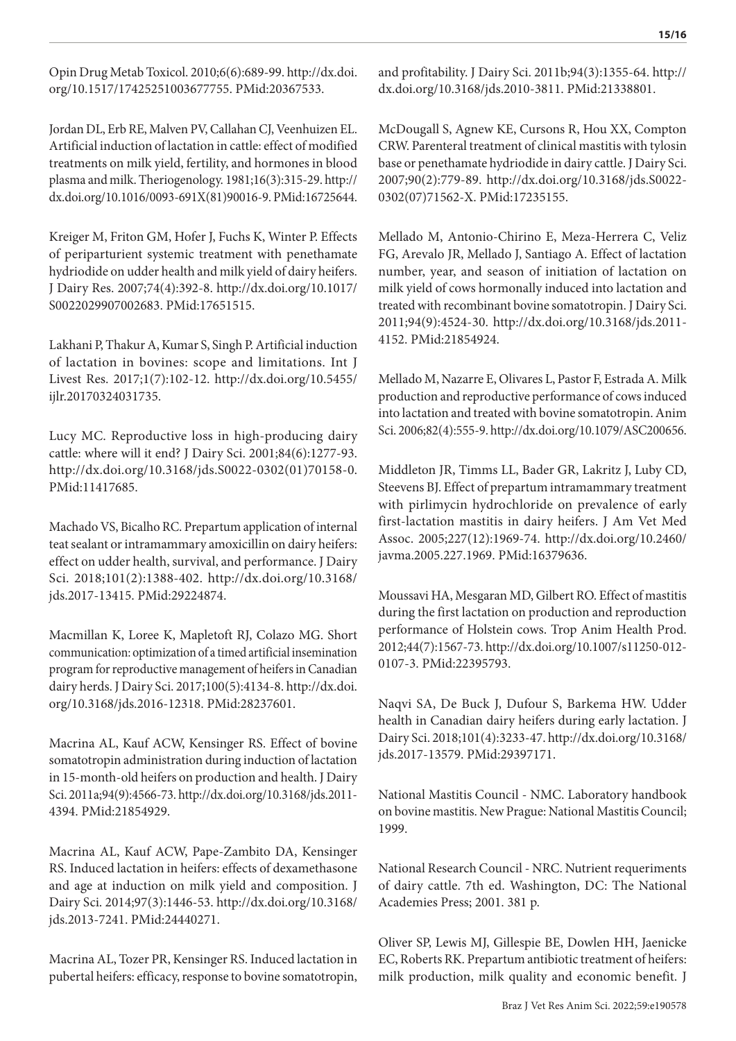Opin Drug Metab Toxicol. 2010;6(6):689-99. http://dx.doi.org/10.1517/17425251003677755. PMid:20367533.

Jordan DL, Erb RE, Malven PV, Callahan CJ, Veenhuizen EL. Artificial induction of lactation in cattle: effect of modified treatments on milk yield, fertility, and hormones in blood plasma and milk. Theriogenology. 1981;16(3):315-29. http://dx.doi.org/10.1016/0093-691X(81)90016-9. PMid:16725644.

Kreiger M, Friton GM, Hofer J, Fuchs K, Winter P. Effects of periparturient systemic treatment with penethamate hydriodide on udder health and milk yield of dairy heifers. J Dairy Res. 2007;74(4):392-8. http://dx.doi.org/10.1017/S0022029907002683. PMid:17651515.

Lakhani P, Thakur A, Kumar S, Singh P. Artificial induction of lactation in bovines: scope and limitations. Int J Livest Res. 2017;1(7):102-12. http://dx.doi.org/10.5455/ijlr.20170324031735.

Lucy MC. Reproductive loss in high-producing dairy cattle: where will it end? J Dairy Sci. 2001;84(6):1277-93. http://dx.doi.org/10.3168/jds.S0022-0302(01)70158-0. PMid:11417685.

Machado VS, Bicalho RC. Prepartum application of internal teat sealant or intramammary amoxicillin on dairy heifers: effect on udder health, survival, and performance. J Dairy Sci. 2018;101(2):1388-402. http://dx.doi.org/10.3168/jds.2017-13415. PMid:29224874.

Macmillan K, Loree K, Mapletoft RJ, Colazo MG. Short communication: optimization of a timed artificial insemination program for reproductive management of heifers in Canadian dairy herds. J Dairy Sci. 2017;100(5):4134-8. http://dx.doi.org/10.3168/jds.2016-12318. PMid:28237601.

Macrina AL, Kauf ACW, Kensinger RS. Effect of bovine somatotropin administration during induction of lactation in 15-month-old heifers on production and health. J Dairy Sci. 2011a;94(9):4566-73. http://dx.doi.org/10.3168/jds.2011-4394. PMid:21854929.

Macrina AL, Kauf ACW, Pape-Zambito DA, Kensinger RS. Induced lactation in heifers: effects of dexamethasone and age at induction on milk yield and composition. J Dairy Sci. 2014;97(3):1446-53. http://dx.doi.org/10.3168/jds.2013-7241. PMid:24440271.

Macrina AL, Tozer PR, Kensinger RS. Induced lactation in pubertal heifers: efficacy, response to bovine somatotropin, and profitability. J Dairy Sci. 2011b;94(3):1355-64. http://dx.doi.org/10.3168/jds.2010-3811. PMid:21338801.

McDougall S, Agnew KE, Cursons R, Hou XX, Compton CRW. Parenteral treatment of clinical mastitis with tylosin base or penethamate hydriodide in dairy cattle. J Dairy Sci. 2007;90(2):779-89. http://dx.doi.org/10.3168/jds.S0022-0302(07)71562-X. PMid:17235155.

Mellado M, Antonio-Chirino E, Meza-Herrera C, Veliz FG, Arevalo JR, Mellado J, Santiago A. Effect of lactation number, year, and season of initiation of lactation on milk yield of cows hormonally induced into lactation and treated with recombinant bovine somatotropin. J Dairy Sci. 2011;94(9):4524-30. http://dx.doi.org/10.3168/jds.2011-4152. PMid:21854924.

Mellado M, Nazarre E, Olivares L, Pastor F, Estrada A. Milk production and reproductive performance of cows induced into lactation and treated with bovine somatotropin. Anim Sci. 2006;82(4):555-9. http://dx.doi.org/10.1079/ASC200656.

Middleton JR, Timms LL, Bader GR, Lakritz J, Luby CD, Steevens BJ. Effect of prepartum intramammary treatment with pirlimycin hydrochloride on prevalence of early first-lactation mastitis in dairy heifers. J Am Vet Med Assoc. 2005;227(12):1969-74. http://dx.doi.org/10.2460/javma.2005.227.1969. PMid:16379636.

Moussavi HA, Mesgaran MD, Gilbert RO. Effect of mastitis during the first lactation on production and reproduction performance of Holstein cows. Trop Anim Health Prod. 2012;44(7):1567-73. http://dx.doi.org/10.1007/s11250-012-0107-3. PMid:22395793.

Naqvi SA, De Buck J, Dufour S, Barkema HW. Udder health in Canadian dairy heifers during early lactation. J Dairy Sci. 2018;101(4):3233-47. http://dx.doi.org/10.3168/jds.2017-13579. PMid:29397171.

National Mastitis Council - NMC. Laboratory handbook on bovine mastitis. New Prague: National Mastitis Council; 1999.

National Research Council - NRC. Nutrient requeriments of dairy cattle. 7th ed. Washington, DC: The National Academies Press; 2001. 381 p.

Oliver SP, Lewis MJ, Gillespie BE, Dowlen HH, Jaenicke EC, Roberts RK. Prepartum antibiotic treatment of heifers: milk production, milk quality and economic benefit. J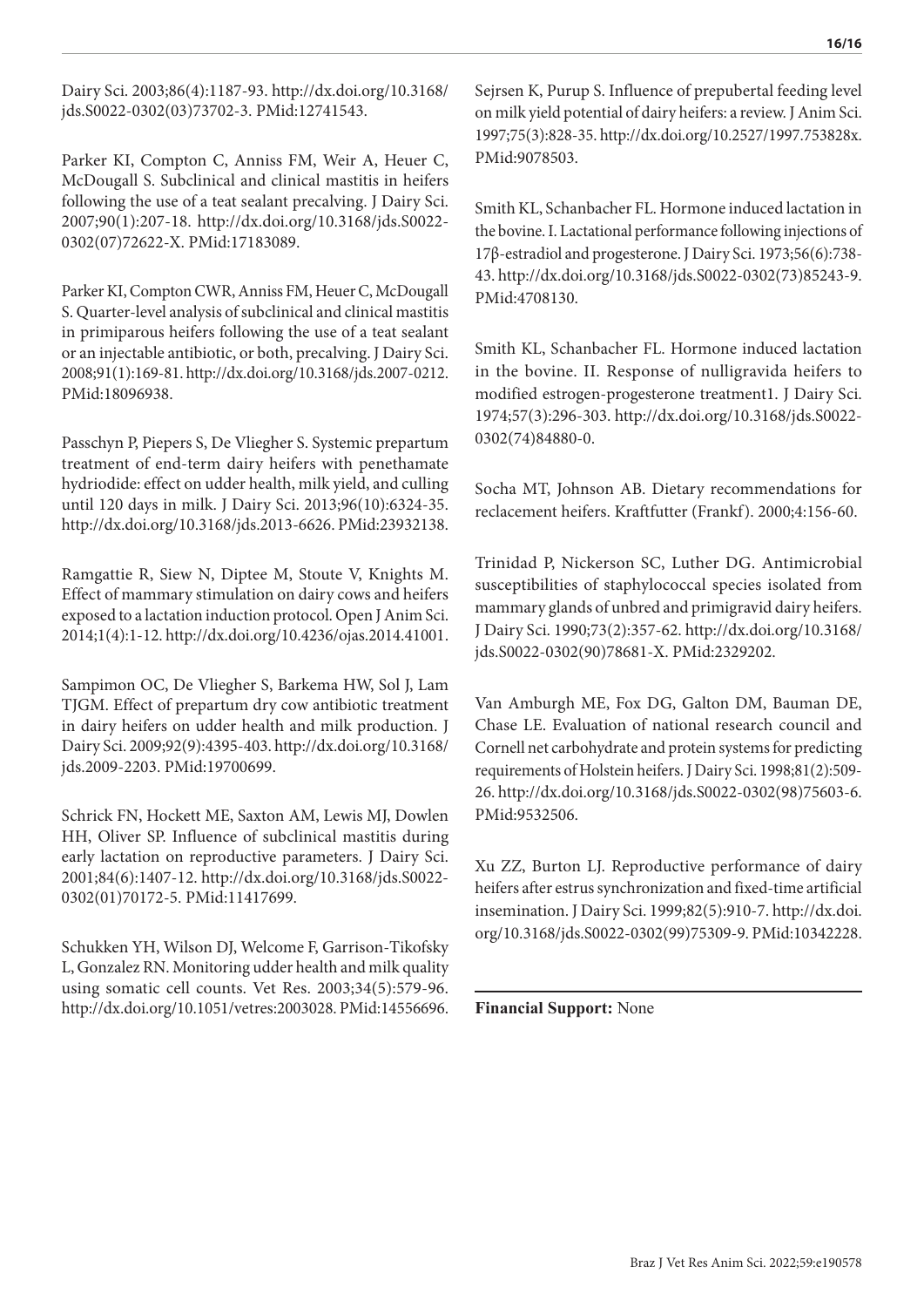Dairy Sci. 2003;86(4):1187-93. http://dx.doi.org/10.3168/jds.S0022-0302(03)73702-3. PMid:12741543.

Parker KI, Compton C, Anniss FM, Weir A, Heuer C, McDougall S. Subclinical and clinical mastitis in heifers following the use of a teat sealant precalving. J Dairy Sci. 2007;90(1):207-18. http://dx.doi.org/10.3168/jds.S0022-0302(07)72622-X. PMid:17183089.

Parker KI, Compton CWR, Anniss FM, Heuer C, McDougall S. Quarter-level analysis of subclinical and clinical mastitis in primiparous heifers following the use of a teat sealant or an injectable antibiotic, or both, precalving. J Dairy Sci. 2008;91(1):169-81. http://dx.doi.org/10.3168/jds.2007-0212. PMid:18096938.

Passchyn P, Piepers S, De Vliegher S. Systemic prepartum treatment of end-term dairy heifers with penethamate hydriodide: effect on udder health, milk yield, and culling until 120 days in milk. J Dairy Sci. 2013;96(10):6324-35. http://dx.doi.org/10.3168/jds.2013-6626. PMid:23932138.

Ramgattie R, Siew N, Diptee M, Stoute V, Knights M. Effect of mammary stimulation on dairy cows and heifers exposed to a lactation induction protocol. Open J Anim Sci. 2014;1(4):1-12. http://dx.doi.org/10.4236/ojas.2014.41001.

Sampimon OC, De Vliegher S, Barkema HW, Sol J, Lam TJGM. Effect of prepartum dry cow antibiotic treatment in dairy heifers on udder health and milk production. J Dairy Sci. 2009;92(9):4395-403. http://dx.doi.org/10.3168/jds.2009-2203. PMid:19700699.

Schrick FN, Hockett ME, Saxton AM, Lewis MJ, Dowlen HH, Oliver SP. Influence of subclinical mastitis during early lactation on reproductive parameters. J Dairy Sci. 2001;84(6):1407-12. http://dx.doi.org/10.3168/jds.S0022-0302(01)70172-5. PMid:11417699.

Schukken YH, Wilson DJ, Welcome F, Garrison-Tikofsky L, Gonzalez RN. Monitoring udder health and milk quality using somatic cell counts. Vet Res. 2003;34(5):579-96. http://dx.doi.org/10.1051/vetres:2003028. PMid:14556696.

Sejrsen K, Purup S. Influence of prepubertal feeding level on milk yield potential of dairy heifers: a review. J Anim Sci. 1997;75(3):828-35. http://dx.doi.org/10.2527/1997.753828x. PMid:9078503.

Smith KL, Schanbacher FL. Hormone induced lactation in the bovine. I. Lactational performance following injections of 17β-estradiol and progesterone. J Dairy Sci. 1973;56(6):738-43. http://dx.doi.org/10.3168/jds.S0022-0302(73)85243-9. PMid:4708130.

Smith KL, Schanbacher FL. Hormone induced lactation in the bovine. II. Response of nulligravida heifers to modified estrogen-progesterone treatment1. J Dairy Sci. 1974;57(3):296-303. http://dx.doi.org/10.3168/jds.S0022-0302(74)84880-0.

Socha MT, Johnson AB. Dietary recommendations for reclacement heifers. Kraftfutter (Frankf). 2000;4:156-60.

Trinidad P, Nickerson SC, Luther DG. Antimicrobial susceptibilities of staphylococcal species isolated from mammary glands of unbred and primigravid dairy heifers. J Dairy Sci. 1990;73(2):357-62. http://dx.doi.org/10.3168/jds.S0022-0302(90)78681-X. PMid:2329202.

Van Amburgh ME, Fox DG, Galton DM, Bauman DE, Chase LE. Evaluation of national research council and Cornell net carbohydrate and protein systems for predicting requirements of Holstein heifers. J Dairy Sci. 1998;81(2):509-26. http://dx.doi.org/10.3168/jds.S0022-0302(98)75603-6. PMid:9532506.

Xu ZZ, Burton LJ. Reproductive performance of dairy heifers after estrus synchronization and fixed-time artificial insemination. J Dairy Sci. 1999;82(5):910-7. http://dx.doi.org/10.3168/jds.S0022-0302(99)75309-9. PMid:10342228.

**Financial Support:** None